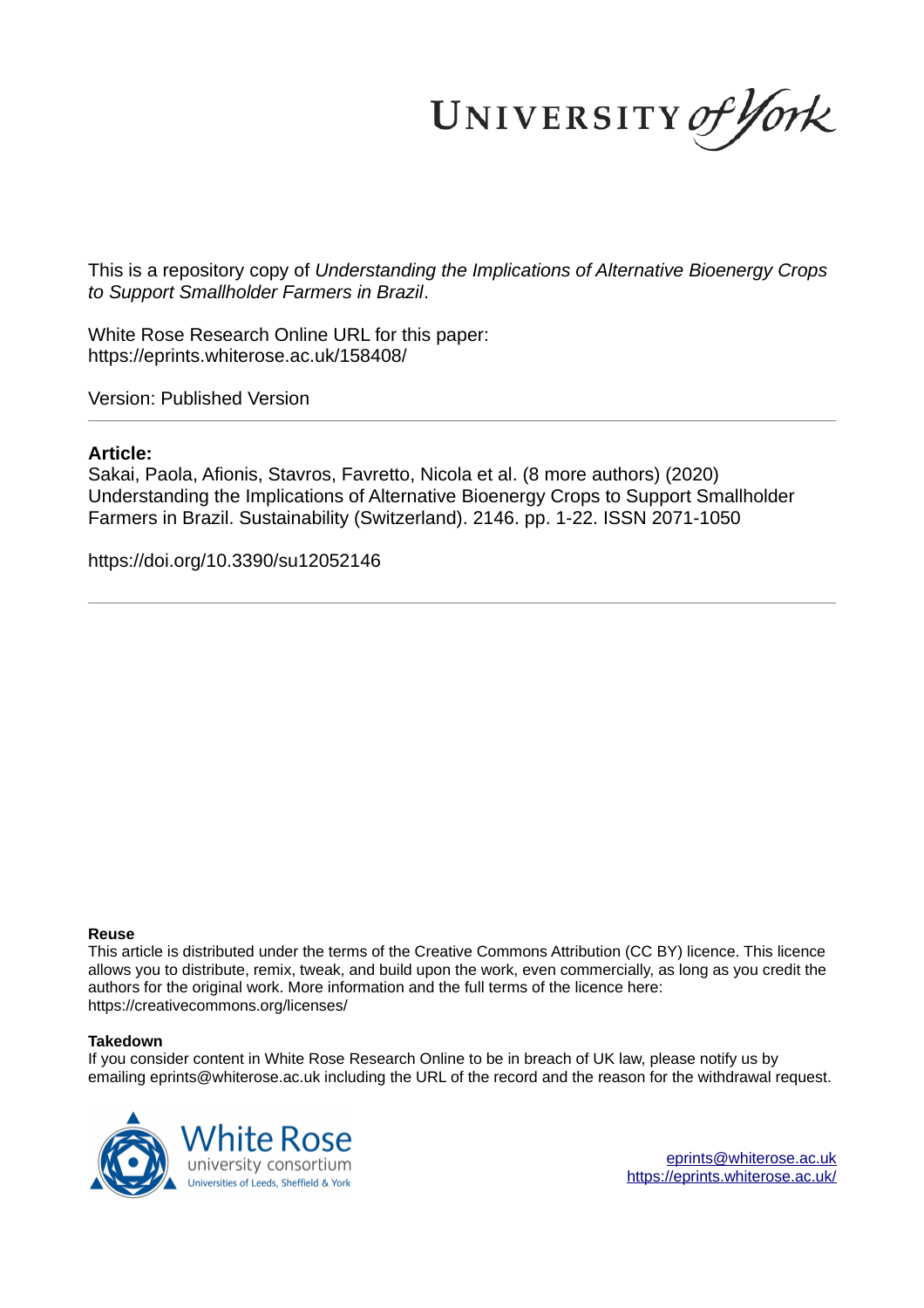UNIVERSITY of York

This is a repository copy of *Understanding the Implications of Alternative Bioenergy Crops to Support Smallholder Farmers in Brazil*.

White Rose Research Online URL for this paper:
https://eprints.whiterose.ac.uk/158408/

Version: Published Version

---

**Article:**

Sakai, Paola, Afionis, Stavros, Favretto, Nicola et al. (8 more authors) (2020) Understanding the Implications of Alternative Bioenergy Crops to Support Smallholder Farmers in Brazil. Sustainability (Switzerland). 2146. pp. 1-22. ISSN 2071-1050

https://doi.org/10.3390/su12052146

---

**Reuse**

This article is distributed under the terms of the Creative Commons Attribution (CC BY) licence. This licence allows you to distribute, remix, tweak, and build upon the work, even commercially, as long as you credit the authors for the original work. More information and the full terms of the licence here: https://creativecommons.org/licenses/

**Takedown**

If you consider content in White Rose Research Online to be in breach of UK law, please notify us by emailing eprints@whiterose.ac.uk including the URL of the record and the reason for the withdrawal request.

White Rose university consortium
Universities of Leeds, Sheffield & York

eprints@whiterose.ac.uk
https://eprints.whiterose.ac.uk/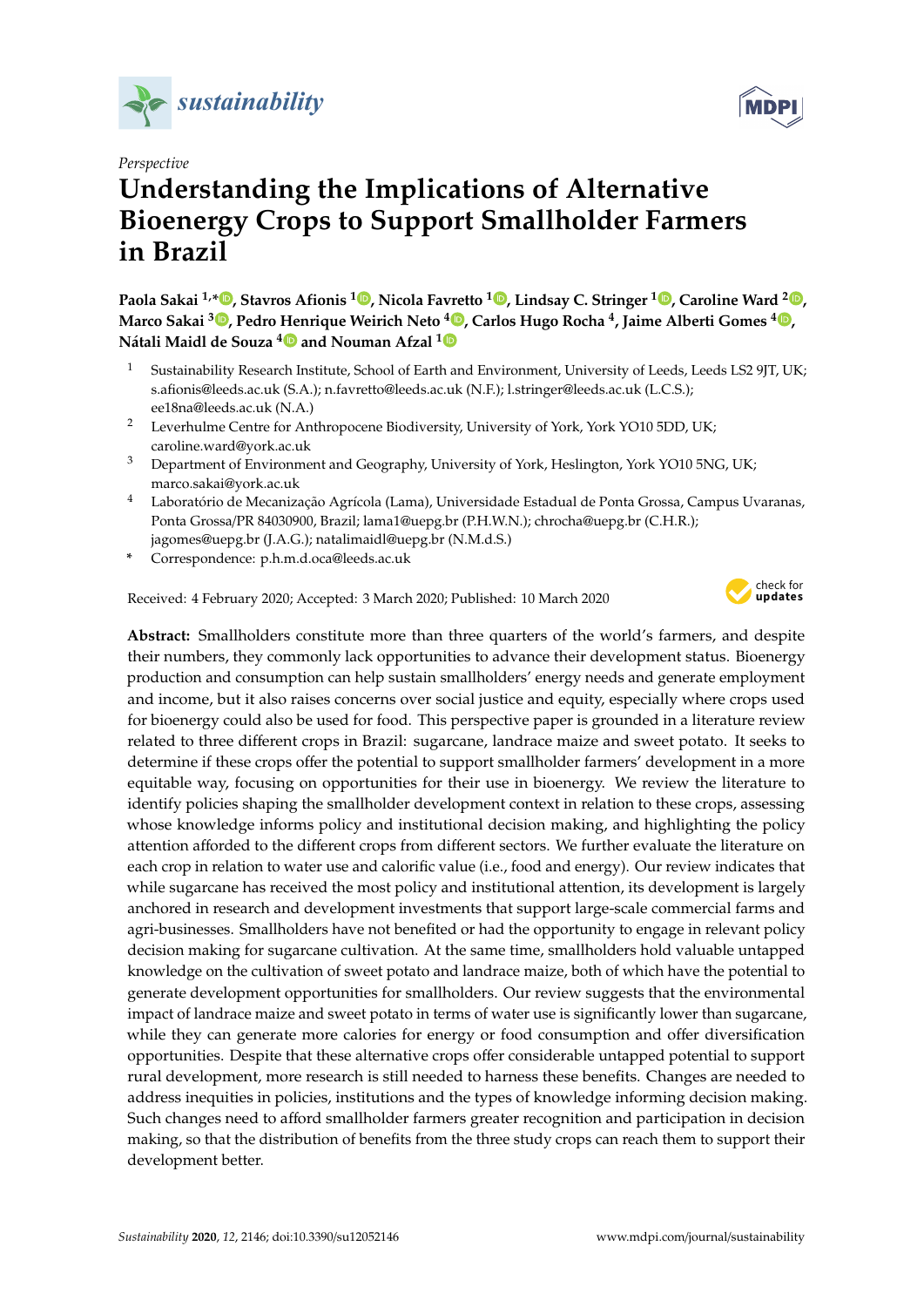Perspective

# Understanding the Implications of Alternative Bioenergy Crops to Support Smallholder Farmers in Brazil

**Paola Sakai [1,*], Stavros Afionis [1], Nicola Favretto [1], Lindsay C. Stringer [1], Caroline Ward [2], Marco Sakai [3], Pedro Henrique Weirich Neto [4], Carlos Hugo Rocha [4], Jaime Alberti Gomes [4], Nátali Maidl de Souza [4] and Nouman Afzal [1]**

[1] Sustainability Research Institute, School of Earth and Environment, University of Leeds, Leeds LS2 9JT, UK; s.afionis@leeds.ac.uk (S.A.); n.favretto@leeds.ac.uk (N.F.); l.stringer@leeds.ac.uk (L.C.S.); ee18na@leeds.ac.uk (N.A.)

[2] Leverhulme Centre for Anthropocene Biodiversity, University of York, York YO10 5DD, UK; caroline.ward@york.ac.uk

[3] Department of Environment and Geography, University of York, Heslington, York YO10 5NG, UK; marco.sakai@york.ac.uk

[4] Laboratório de Mecanização Agrícola (Lama), Universidade Estadual de Ponta Grossa, Campus Uvaranas, Ponta Grossa/PR 84030900, Brazil; lama1@uepg.br (P.H.W.N.); chrocha@uepg.br (C.H.R.); jagomes@uepg.br (J.A.G.); natalimaidl@uepg.br (N.M.d.S.)

\* Correspondence: p.h.m.d.oca@leeds.ac.uk

Received: 4 February 2020; Accepted: 3 March 2020; Published: 10 March 2020

**Abstract:** Smallholders constitute more than three quarters of the world's farmers, and despite their numbers, they commonly lack opportunities to advance their development status. Bioenergy production and consumption can help sustain smallholders' energy needs and generate employment and income, but it also raises concerns over social justice and equity, especially where crops used for bioenergy could also be used for food. This perspective paper is grounded in a literature review related to three different crops in Brazil: sugarcane, landrace maize and sweet potato. It seeks to determine if these crops offer the potential to support smallholder farmers' development in a more equitable way, focusing on opportunities for their use in bioenergy. We review the literature to identify policies shaping the smallholder development context in relation to these crops, assessing whose knowledge informs policy and institutional decision making, and highlighting the policy attention afforded to the different crops from different sectors. We further evaluate the literature on each crop in relation to water use and calorific value (i.e., food and energy). Our review indicates that while sugarcane has received the most policy and institutional attention, its development is largely anchored in research and development investments that support large-scale commercial farms and agri-businesses. Smallholders have not benefited or had the opportunity to engage in relevant policy decision making for sugarcane cultivation. At the same time, smallholders hold valuable untapped knowledge on the cultivation of sweet potato and landrace maize, both of which have the potential to generate development opportunities for smallholders. Our review suggests that the environmental impact of landrace maize and sweet potato in terms of water use is significantly lower than sugarcane, while they can generate more calories for energy or food consumption and offer diversification opportunities. Despite that these alternative crops offer considerable untapped potential to support rural development, more research is still needed to harness these benefits. Changes are needed to address inequities in policies, institutions and the types of knowledge informing decision making. Such changes need to afford smallholder farmers greater recognition and participation in decision making, so that the distribution of benefits from the three study crops can reach them to support their development better.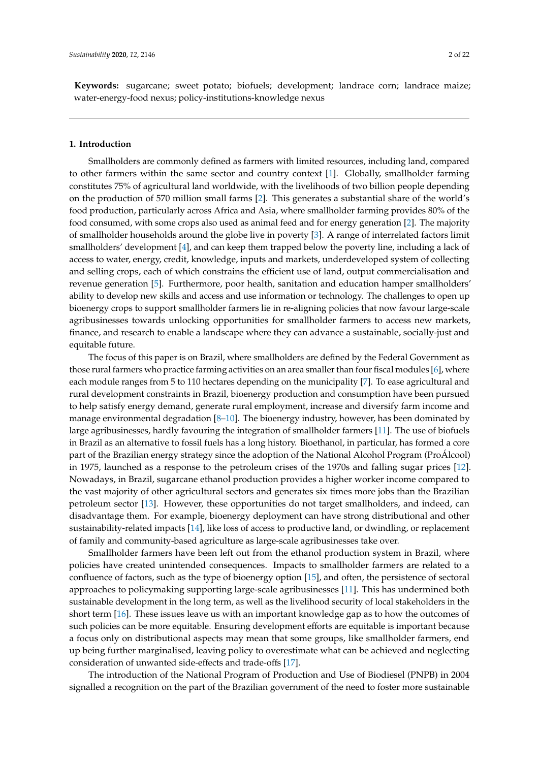**Keywords:** sugarcane; sweet potato; biofuels; development; landrace corn; landrace maize; water-energy-food nexus; policy-institutions-knowledge nexus

---

## 1. Introduction

Smallholders are commonly defined as farmers with limited resources, including land, compared to other farmers within the same sector and country context [1]. Globally, smallholder farming constitutes 75% of agricultural land worldwide, with the livelihoods of two billion people depending on the production of 570 million small farms [2]. This generates a substantial share of the world's food production, particularly across Africa and Asia, where smallholder farming provides 80% of the food consumed, with some crops also used as animal feed and for energy generation [2]. The majority of smallholder households around the globe live in poverty [3]. A range of interrelated factors limit smallholders' development [4], and can keep them trapped below the poverty line, including a lack of access to water, energy, credit, knowledge, inputs and markets, underdeveloped system of collecting and selling crops, each of which constrains the efficient use of land, output commercialisation and revenue generation [5]. Furthermore, poor health, sanitation and education hamper smallholders' ability to develop new skills and access and use information or technology. The challenges to open up bioenergy crops to support smallholder farmers lie in re-aligning policies that now favour large-scale agribusinesses towards unlocking opportunities for smallholder farmers to access new markets, finance, and research to enable a landscape where they can advance a sustainable, socially-just and equitable future.

The focus of this paper is on Brazil, where smallholders are defined by the Federal Government as those rural farmers who practice farming activities on an area smaller than four fiscal modules [6], where each module ranges from 5 to 110 hectares depending on the municipality [7]. To ease agricultural and rural development constraints in Brazil, bioenergy production and consumption have been pursued to help satisfy energy demand, generate rural employment, increase and diversify farm income and manage environmental degradation [8–10]. The bioenergy industry, however, has been dominated by large agribusinesses, hardly favouring the integration of smallholder farmers [11]. The use of biofuels in Brazil as an alternative to fossil fuels has a long history. Bioethanol, in particular, has formed a core part of the Brazilian energy strategy since the adoption of the National Alcohol Program (ProÁlcool) in 1975, launched as a response to the petroleum crises of the 1970s and falling sugar prices [12]. Nowadays, in Brazil, sugarcane ethanol production provides a higher worker income compared to the vast majority of other agricultural sectors and generates six times more jobs than the Brazilian petroleum sector [13]. However, these opportunities do not target smallholders, and indeed, can disadvantage them. For example, bioenergy deployment can have strong distributional and other sustainability-related impacts [14], like loss of access to productive land, or dwindling, or replacement of family and community-based agriculture as large-scale agribusinesses take over.

Smallholder farmers have been left out from the ethanol production system in Brazil, where policies have created unintended consequences. Impacts to smallholder farmers are related to a confluence of factors, such as the type of bioenergy option [15], and often, the persistence of sectoral approaches to policymaking supporting large-scale agribusinesses [11]. This has undermined both sustainable development in the long term, as well as the livelihood security of local stakeholders in the short term [16]. These issues leave us with an important knowledge gap as to how the outcomes of such policies can be more equitable. Ensuring development efforts are equitable is important because a focus only on distributional aspects may mean that some groups, like smallholder farmers, end up being further marginalised, leaving policy to overestimate what can be achieved and neglecting consideration of unwanted side-effects and trade-offs [17].

The introduction of the National Program of Production and Use of Biodiesel (PNPB) in 2004 signalled a recognition on the part of the Brazilian government of the need to foster more sustainable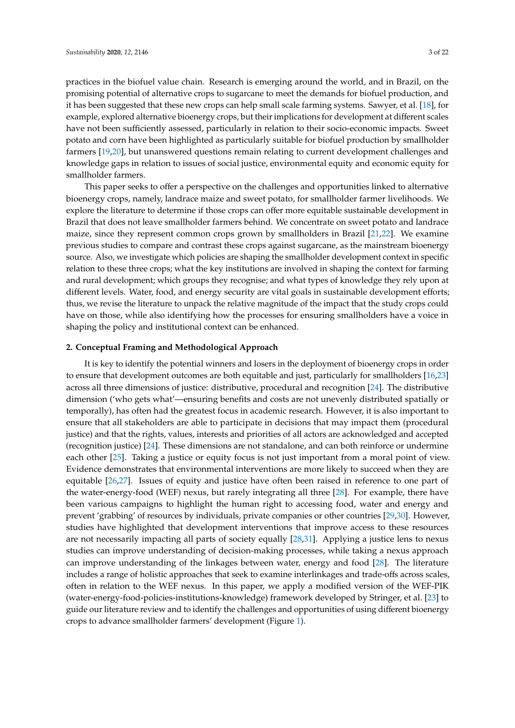practices in the biofuel value chain. Research is emerging around the world, and in Brazil, on the promising potential of alternative crops to sugarcane to meet the demands for biofuel production, and it has been suggested that these new crops can help small scale farming systems. Sawyer, et al. [18], for example, explored alternative bioenergy crops, but their implications for development at different scales have not been sufficiently assessed, particularly in relation to their socio-economic impacts. Sweet potato and corn have been highlighted as particularly suitable for biofuel production by smallholder farmers [19,20], but unanswered questions remain relating to current development challenges and knowledge gaps in relation to issues of social justice, environmental equity and economic equity for smallholder farmers.

This paper seeks to offer a perspective on the challenges and opportunities linked to alternative bioenergy crops, namely, landrace maize and sweet potato, for smallholder farmer livelihoods. We explore the literature to determine if those crops can offer more equitable sustainable development in Brazil that does not leave smallholder farmers behind. We concentrate on sweet potato and landrace maize, since they represent common crops grown by smallholders in Brazil [21,22]. We examine previous studies to compare and contrast these crops against sugarcane, as the mainstream bioenergy source. Also, we investigate which policies are shaping the smallholder development context in specific relation to these three crops; what the key institutions are involved in shaping the context for farming and rural development; which groups they recognise; and what types of knowledge they rely upon at different levels. Water, food, and energy security are vital goals in sustainable development efforts; thus, we revise the literature to unpack the relative magnitude of the impact that the study crops could have on those, while also identifying how the processes for ensuring smallholders have a voice in shaping the policy and institutional context can be enhanced.

## 2. Conceptual Framing and Methodological Approach

It is key to identify the potential winners and losers in the deployment of bioenergy crops in order to ensure that development outcomes are both equitable and just, particularly for smallholders [16,23] across all three dimensions of justice: distributive, procedural and recognition [24]. The distributive dimension ('who gets what'—ensuring benefits and costs are not unevenly distributed spatially or temporally), has often had the greatest focus in academic research. However, it is also important to ensure that all stakeholders are able to participate in decisions that may impact them (procedural justice) and that the rights, values, interests and priorities of all actors are acknowledged and accepted (recognition justice) [24]. These dimensions are not standalone, and can both reinforce or undermine each other [25]. Taking a justice or equity focus is not just important from a moral point of view. Evidence demonstrates that environmental interventions are more likely to succeed when they are equitable [26,27]. Issues of equity and justice have often been raised in reference to one part of the water-energy-food (WEF) nexus, but rarely integrating all three [28]. For example, there have been various campaigns to highlight the human right to accessing food, water and energy and prevent 'grabbing' of resources by individuals, private companies or other countries [29,30]. However, studies have highlighted that development interventions that improve access to these resources are not necessarily impacting all parts of society equally [28,31]. Applying a justice lens to nexus studies can improve understanding of decision-making processes, while taking a nexus approach can improve understanding of the linkages between water, energy and food [28]. The literature includes a range of holistic approaches that seek to examine interlinkages and trade-offs across scales, often in relation to the WEF nexus. In this paper, we apply a modified version of the WEF-PIK (water-energy-food-policies-institutions-knowledge) framework developed by Stringer, et al. [23] to guide our literature review and to identify the challenges and opportunities of using different bioenergy crops to advance smallholder farmers' development (Figure 1).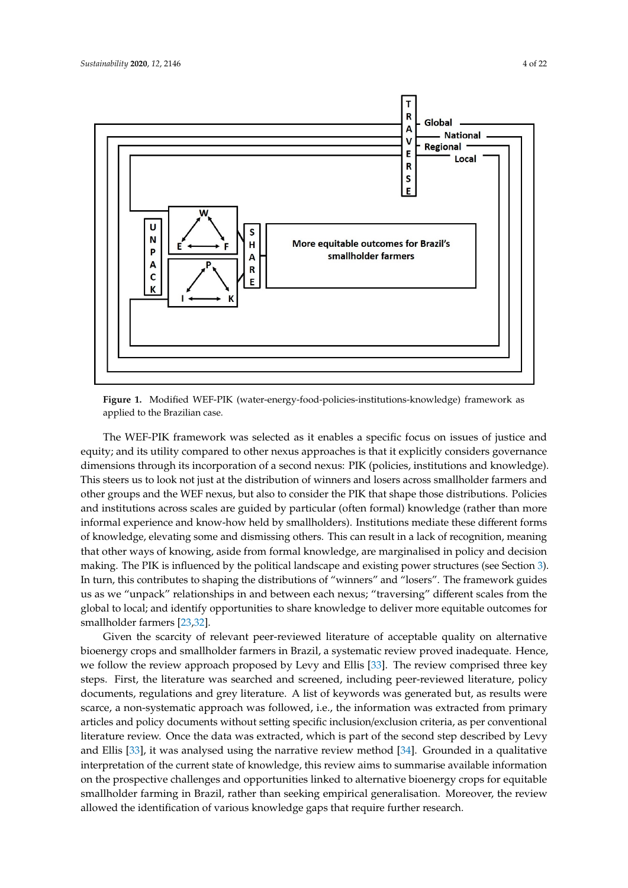**Figure 1.** Modified WEF-PIK (water-energy-food-policies-institutions-knowledge) framework as applied to the Brazilian case.

The WEF-PIK framework was selected as it enables a specific focus on issues of justice and equity; and its utility compared to other nexus approaches is that it explicitly considers governance dimensions through its incorporation of a second nexus: PIK (policies, institutions and knowledge). This steers us to look not just at the distribution of winners and losers across smallholder farmers and other groups and the WEF nexus, but also to consider the PIK that shape those distributions. Policies and institutions across scales are guided by particular (often formal) knowledge (rather than more informal experience and know-how held by smallholders). Institutions mediate these different forms of knowledge, elevating some and dismissing others. This can result in a lack of recognition, meaning that other ways of knowing, aside from formal knowledge, are marginalised in policy and decision making. The PIK is influenced by the political landscape and existing power structures (see Section 3). In turn, this contributes to shaping the distributions of "winners" and "losers". The framework guides us as we "unpack" relationships in and between each nexus; "traversing" different scales from the global to local; and identify opportunities to share knowledge to deliver more equitable outcomes for smallholder farmers [23,32].

Given the scarcity of relevant peer-reviewed literature of acceptable quality on alternative bioenergy crops and smallholder farmers in Brazil, a systematic review proved inadequate. Hence, we follow the review approach proposed by Levy and Ellis [33]. The review comprised three key steps. First, the literature was searched and screened, including peer-reviewed literature, policy documents, regulations and grey literature. A list of keywords was generated but, as results were scarce, a non-systematic approach was followed, i.e., the information was extracted from primary articles and policy documents without setting specific inclusion/exclusion criteria, as per conventional literature review. Once the data was extracted, which is part of the second step described by Levy and Ellis [33], it was analysed using the narrative review method [34]. Grounded in a qualitative interpretation of the current state of knowledge, this review aims to summarise available information on the prospective challenges and opportunities linked to alternative bioenergy crops for equitable smallholder farming in Brazil, rather than seeking empirical generalisation. Moreover, the review allowed the identification of various knowledge gaps that require further research.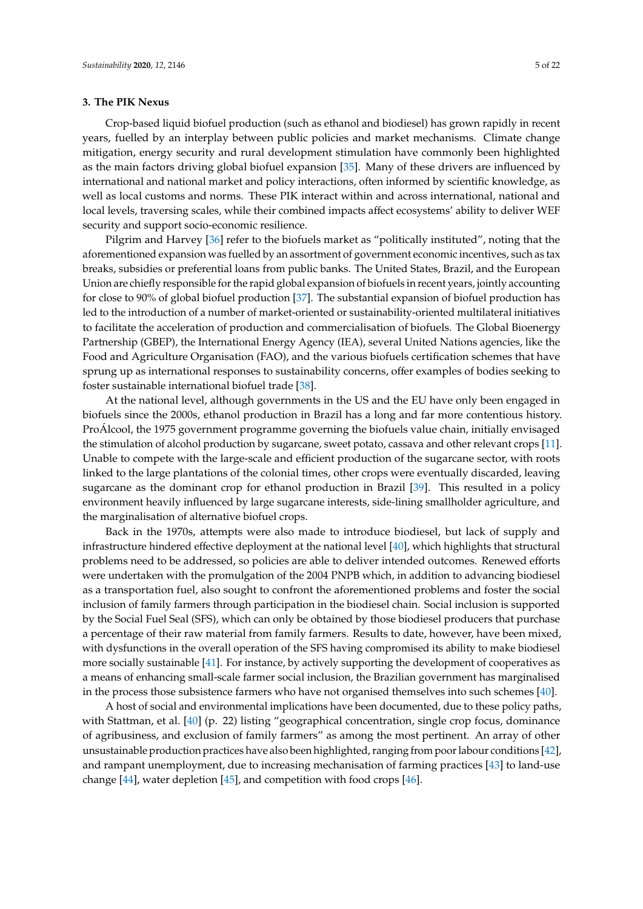## 3. The PIK Nexus

Crop-based liquid biofuel production (such as ethanol and biodiesel) has grown rapidly in recent years, fuelled by an interplay between public policies and market mechanisms. Climate change mitigation, energy security and rural development stimulation have commonly been highlighted as the main factors driving global biofuel expansion [35]. Many of these drivers are influenced by international and national market and policy interactions, often informed by scientific knowledge, as well as local customs and norms. These PIK interact within and across international, national and local levels, traversing scales, while their combined impacts affect ecosystems' ability to deliver WEF security and support socio-economic resilience.

Pilgrim and Harvey [36] refer to the biofuels market as "politically instituted", noting that the aforementioned expansion was fuelled by an assortment of government economic incentives, such as tax breaks, subsidies or preferential loans from public banks. The United States, Brazil, and the European Union are chiefly responsible for the rapid global expansion of biofuels in recent years, jointly accounting for close to 90% of global biofuel production [37]. The substantial expansion of biofuel production has led to the introduction of a number of market-oriented or sustainability-oriented multilateral initiatives to facilitate the acceleration of production and commercialisation of biofuels. The Global Bioenergy Partnership (GBEP), the International Energy Agency (IEA), several United Nations agencies, like the Food and Agriculture Organisation (FAO), and the various biofuels certification schemes that have sprung up as international responses to sustainability concerns, offer examples of bodies seeking to foster sustainable international biofuel trade [38].

At the national level, although governments in the US and the EU have only been engaged in biofuels since the 2000s, ethanol production in Brazil has a long and far more contentious history. ProÁlcool, the 1975 government programme governing the biofuels value chain, initially envisaged the stimulation of alcohol production by sugarcane, sweet potato, cassava and other relevant crops [11]. Unable to compete with the large-scale and efficient production of the sugarcane sector, with roots linked to the large plantations of the colonial times, other crops were eventually discarded, leaving sugarcane as the dominant crop for ethanol production in Brazil [39]. This resulted in a policy environment heavily influenced by large sugarcane interests, side-lining smallholder agriculture, and the marginalisation of alternative biofuel crops.

Back in the 1970s, attempts were also made to introduce biodiesel, but lack of supply and infrastructure hindered effective deployment at the national level [40], which highlights that structural problems need to be addressed, so policies are able to deliver intended outcomes. Renewed efforts were undertaken with the promulgation of the 2004 PNPB which, in addition to advancing biodiesel as a transportation fuel, also sought to confront the aforementioned problems and foster the social inclusion of family farmers through participation in the biodiesel chain. Social inclusion is supported by the Social Fuel Seal (SFS), which can only be obtained by those biodiesel producers that purchase a percentage of their raw material from family farmers. Results to date, however, have been mixed, with dysfunctions in the overall operation of the SFS having compromised its ability to make biodiesel more socially sustainable [41]. For instance, by actively supporting the development of cooperatives as a means of enhancing small-scale farmer social inclusion, the Brazilian government has marginalised in the process those subsistence farmers who have not organised themselves into such schemes [40].

A host of social and environmental implications have been documented, due to these policy paths, with Stattman, et al. [40] (p. 22) listing "geographical concentration, single crop focus, dominance of agribusiness, and exclusion of family farmers" as among the most pertinent. An array of other unsustainable production practices have also been highlighted, ranging from poor labour conditions [42], and rampant unemployment, due to increasing mechanisation of farming practices [43] to land-use change [44], water depletion [45], and competition with food crops [46].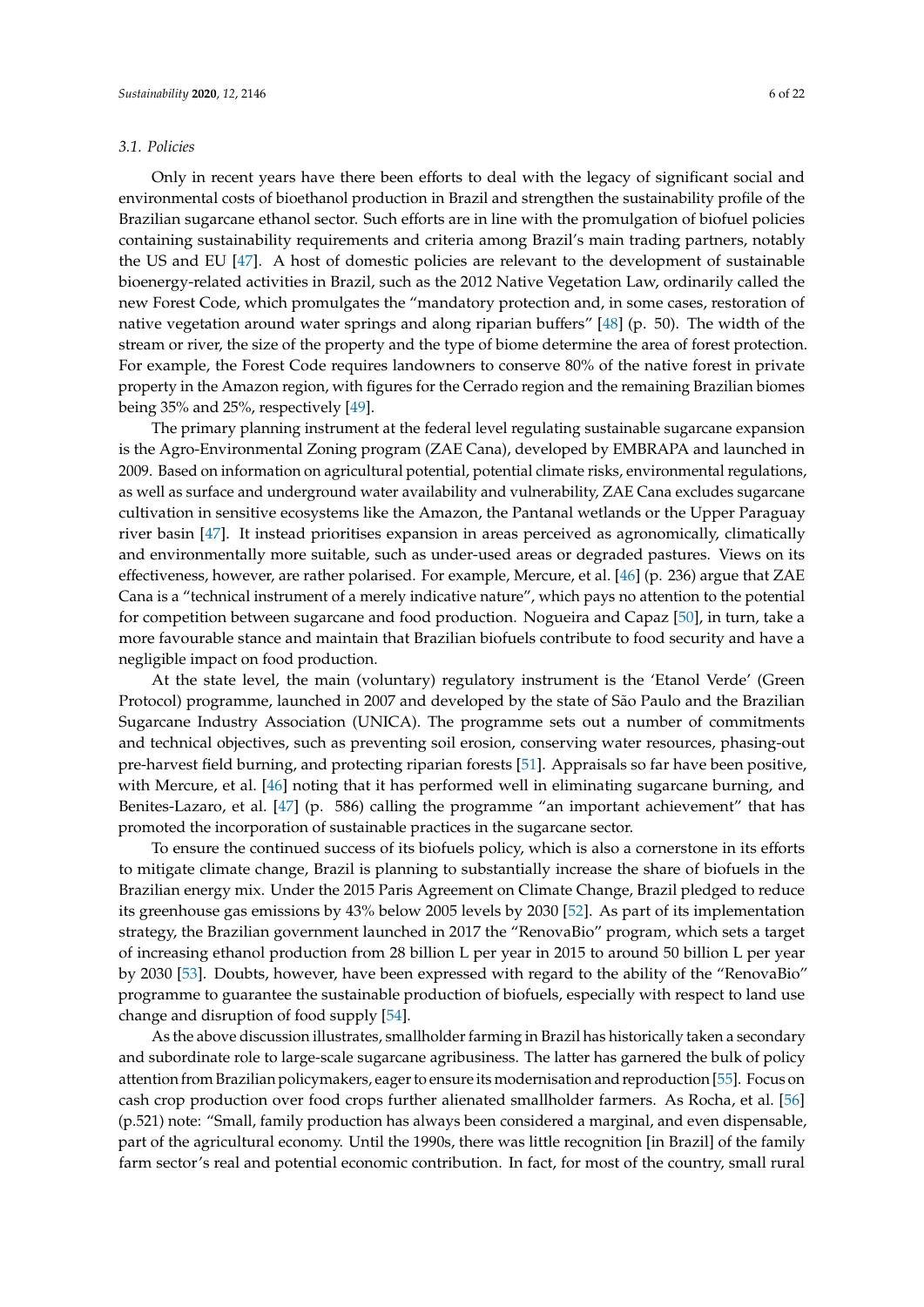### 3.1. Policies

Only in recent years have there been efforts to deal with the legacy of significant social and environmental costs of bioethanol production in Brazil and strengthen the sustainability profile of the Brazilian sugarcane ethanol sector. Such efforts are in line with the promulgation of biofuel policies containing sustainability requirements and criteria among Brazil's main trading partners, notably the US and EU [47]. A host of domestic policies are relevant to the development of sustainable bioenergy-related activities in Brazil, such as the 2012 Native Vegetation Law, ordinarily called the new Forest Code, which promulgates the "mandatory protection and, in some cases, restoration of native vegetation around water springs and along riparian buffers" [48] (p. 50). The width of the stream or river, the size of the property and the type of biome determine the area of forest protection. For example, the Forest Code requires landowners to conserve 80% of the native forest in private property in the Amazon region, with figures for the Cerrado region and the remaining Brazilian biomes being 35% and 25%, respectively [49].

The primary planning instrument at the federal level regulating sustainable sugarcane expansion is the Agro-Environmental Zoning program (ZAE Cana), developed by EMBRAPA and launched in 2009. Based on information on agricultural potential, potential climate risks, environmental regulations, as well as surface and underground water availability and vulnerability, ZAE Cana excludes sugarcane cultivation in sensitive ecosystems like the Amazon, the Pantanal wetlands or the Upper Paraguay river basin [47]. It instead prioritises expansion in areas perceived as agronomically, climatically and environmentally more suitable, such as under-used areas or degraded pastures. Views on its effectiveness, however, are rather polarised. For example, Mercure, et al. [46] (p. 236) argue that ZAE Cana is a "technical instrument of a merely indicative nature", which pays no attention to the potential for competition between sugarcane and food production. Nogueira and Capaz [50], in turn, take a more favourable stance and maintain that Brazilian biofuels contribute to food security and have a negligible impact on food production.

At the state level, the main (voluntary) regulatory instrument is the 'Etanol Verde' (Green Protocol) programme, launched in 2007 and developed by the state of São Paulo and the Brazilian Sugarcane Industry Association (UNICA). The programme sets out a number of commitments and technical objectives, such as preventing soil erosion, conserving water resources, phasing-out pre-harvest field burning, and protecting riparian forests [51]. Appraisals so far have been positive, with Mercure, et al. [46] noting that it has performed well in eliminating sugarcane burning, and Benites-Lazaro, et al. [47] (p. 586) calling the programme "an important achievement" that has promoted the incorporation of sustainable practices in the sugarcane sector.

To ensure the continued success of its biofuels policy, which is also a cornerstone in its efforts to mitigate climate change, Brazil is planning to substantially increase the share of biofuels in the Brazilian energy mix. Under the 2015 Paris Agreement on Climate Change, Brazil pledged to reduce its greenhouse gas emissions by 43% below 2005 levels by 2030 [52]. As part of its implementation strategy, the Brazilian government launched in 2017 the "RenovaBio" program, which sets a target of increasing ethanol production from 28 billion L per year in 2015 to around 50 billion L per year by 2030 [53]. Doubts, however, have been expressed with regard to the ability of the "RenovaBio" programme to guarantee the sustainable production of biofuels, especially with respect to land use change and disruption of food supply [54].

As the above discussion illustrates, smallholder farming in Brazil has historically taken a secondary and subordinate role to large-scale sugarcane agribusiness. The latter has garnered the bulk of policy attention from Brazilian policymakers, eager to ensure its modernisation and reproduction [55]. Focus on cash crop production over food crops further alienated smallholder farmers. As Rocha, et al. [56] (p.521) note: "Small, family production has always been considered a marginal, and even dispensable, part of the agricultural economy. Until the 1990s, there was little recognition [in Brazil] of the family farm sector's real and potential economic contribution. In fact, for most of the country, small rural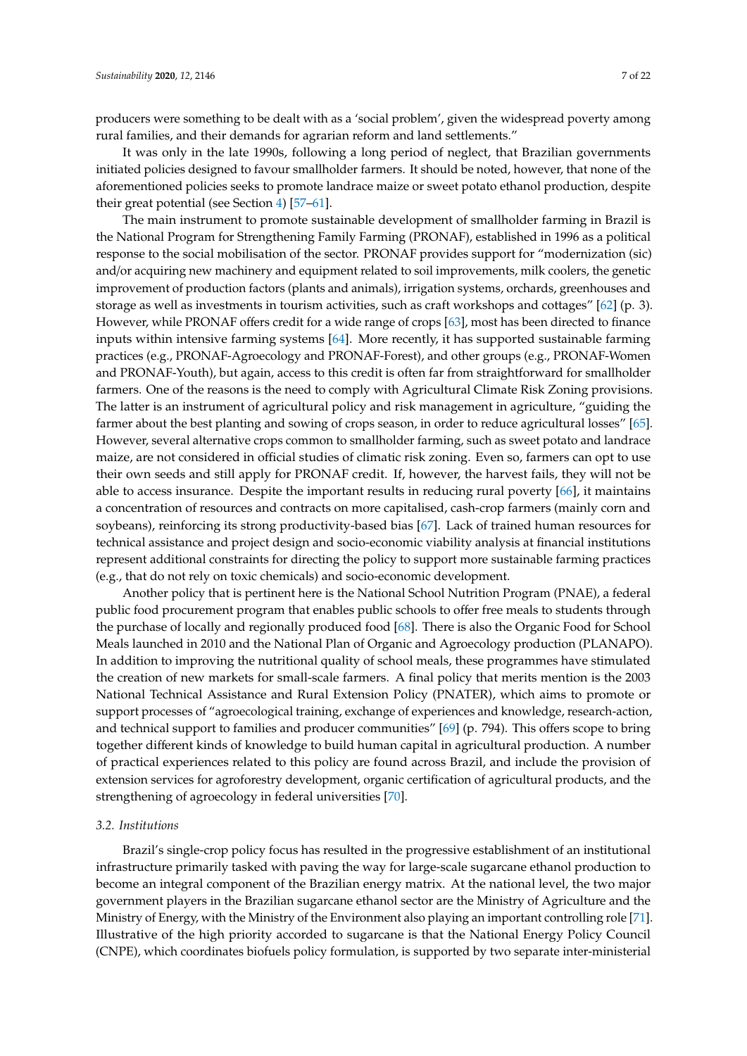producers were something to be dealt with as a 'social problem', given the widespread poverty among rural families, and their demands for agrarian reform and land settlements."

It was only in the late 1990s, following a long period of neglect, that Brazilian governments initiated policies designed to favour smallholder farmers. It should be noted, however, that none of the aforementioned policies seeks to promote landrace maize or sweet potato ethanol production, despite their great potential (see Section 4) [57–61].

The main instrument to promote sustainable development of smallholder farming in Brazil is the National Program for Strengthening Family Farming (PRONAF), established in 1996 as a political response to the social mobilisation of the sector. PRONAF provides support for "modernization (sic) and/or acquiring new machinery and equipment related to soil improvements, milk coolers, the genetic improvement of production factors (plants and animals), irrigation systems, orchards, greenhouses and storage as well as investments in tourism activities, such as craft workshops and cottages" [62] (p. 3). However, while PRONAF offers credit for a wide range of crops [63], most has been directed to finance inputs within intensive farming systems [64]. More recently, it has supported sustainable farming practices (e.g., PRONAF-Agroecology and PRONAF-Forest), and other groups (e.g., PRONAF-Women and PRONAF-Youth), but again, access to this credit is often far from straightforward for smallholder farmers. One of the reasons is the need to comply with Agricultural Climate Risk Zoning provisions. The latter is an instrument of agricultural policy and risk management in agriculture, "guiding the farmer about the best planting and sowing of crops season, in order to reduce agricultural losses" [65]. However, several alternative crops common to smallholder farming, such as sweet potato and landrace maize, are not considered in official studies of climatic risk zoning. Even so, farmers can opt to use their own seeds and still apply for PRONAF credit. If, however, the harvest fails, they will not be able to access insurance. Despite the important results in reducing rural poverty [66], it maintains a concentration of resources and contracts on more capitalised, cash-crop farmers (mainly corn and soybeans), reinforcing its strong productivity-based bias [67]. Lack of trained human resources for technical assistance and project design and socio-economic viability analysis at financial institutions represent additional constraints for directing the policy to support more sustainable farming practices (e.g., that do not rely on toxic chemicals) and socio-economic development.

Another policy that is pertinent here is the National School Nutrition Program (PNAE), a federal public food procurement program that enables public schools to offer free meals to students through the purchase of locally and regionally produced food [68]. There is also the Organic Food for School Meals launched in 2010 and the National Plan of Organic and Agroecology production (PLANAPO). In addition to improving the nutritional quality of school meals, these programmes have stimulated the creation of new markets for small-scale farmers. A final policy that merits mention is the 2003 National Technical Assistance and Rural Extension Policy (PNATER), which aims to promote or support processes of "agroecological training, exchange of experiences and knowledge, research-action, and technical support to families and producer communities" [69] (p. 794). This offers scope to bring together different kinds of knowledge to build human capital in agricultural production. A number of practical experiences related to this policy are found across Brazil, and include the provision of extension services for agroforestry development, organic certification of agricultural products, and the strengthening of agroecology in federal universities [70].

### 3.2. Institutions

Brazil's single-crop policy focus has resulted in the progressive establishment of an institutional infrastructure primarily tasked with paving the way for large-scale sugarcane ethanol production to become an integral component of the Brazilian energy matrix. At the national level, the two major government players in the Brazilian sugarcane ethanol sector are the Ministry of Agriculture and the Ministry of Energy, with the Ministry of the Environment also playing an important controlling role [71]. Illustrative of the high priority accorded to sugarcane is that the National Energy Policy Council (CNPE), which coordinates biofuels policy formulation, is supported by two separate inter-ministerial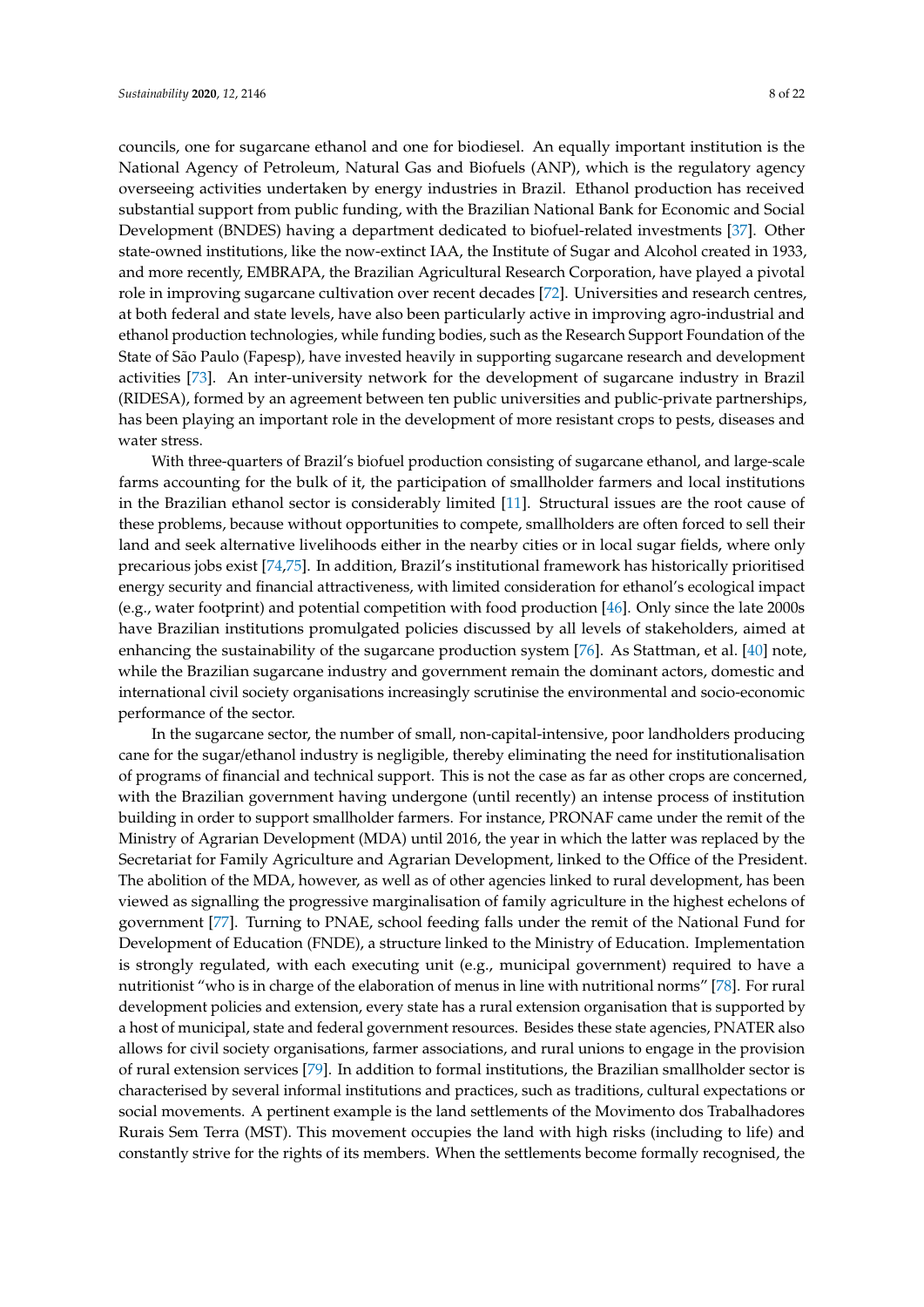councils, one for sugarcane ethanol and one for biodiesel. An equally important institution is the National Agency of Petroleum, Natural Gas and Biofuels (ANP), which is the regulatory agency overseeing activities undertaken by energy industries in Brazil. Ethanol production has received substantial support from public funding, with the Brazilian National Bank for Economic and Social Development (BNDES) having a department dedicated to biofuel-related investments [37]. Other state-owned institutions, like the now-extinct IAA, the Institute of Sugar and Alcohol created in 1933, and more recently, EMBRAPA, the Brazilian Agricultural Research Corporation, have played a pivotal role in improving sugarcane cultivation over recent decades [72]. Universities and research centres, at both federal and state levels, have also been particularly active in improving agro-industrial and ethanol production technologies, while funding bodies, such as the Research Support Foundation of the State of São Paulo (Fapesp), have invested heavily in supporting sugarcane research and development activities [73]. An inter-university network for the development of sugarcane industry in Brazil (RIDESA), formed by an agreement between ten public universities and public-private partnerships, has been playing an important role in the development of more resistant crops to pests, diseases and water stress.

With three-quarters of Brazil's biofuel production consisting of sugarcane ethanol, and large-scale farms accounting for the bulk of it, the participation of smallholder farmers and local institutions in the Brazilian ethanol sector is considerably limited [11]. Structural issues are the root cause of these problems, because without opportunities to compete, smallholders are often forced to sell their land and seek alternative livelihoods either in the nearby cities or in local sugar fields, where only precarious jobs exist [74,75]. In addition, Brazil's institutional framework has historically prioritised energy security and financial attractiveness, with limited consideration for ethanol's ecological impact (e.g., water footprint) and potential competition with food production [46]. Only since the late 2000s have Brazilian institutions promulgated policies discussed by all levels of stakeholders, aimed at enhancing the sustainability of the sugarcane production system [76]. As Stattman, et al. [40] note, while the Brazilian sugarcane industry and government remain the dominant actors, domestic and international civil society organisations increasingly scrutinise the environmental and socio-economic performance of the sector.

In the sugarcane sector, the number of small, non-capital-intensive, poor landholders producing cane for the sugar/ethanol industry is negligible, thereby eliminating the need for institutionalisation of programs of financial and technical support. This is not the case as far as other crops are concerned, with the Brazilian government having undergone (until recently) an intense process of institution building in order to support smallholder farmers. For instance, PRONAF came under the remit of the Ministry of Agrarian Development (MDA) until 2016, the year in which the latter was replaced by the Secretariat for Family Agriculture and Agrarian Development, linked to the Office of the President. The abolition of the MDA, however, as well as of other agencies linked to rural development, has been viewed as signalling the progressive marginalisation of family agriculture in the highest echelons of government [77]. Turning to PNAE, school feeding falls under the remit of the National Fund for Development of Education (FNDE), a structure linked to the Ministry of Education. Implementation is strongly regulated, with each executing unit (e.g., municipal government) required to have a nutritionist "who is in charge of the elaboration of menus in line with nutritional norms" [78]. For rural development policies and extension, every state has a rural extension organisation that is supported by a host of municipal, state and federal government resources. Besides these state agencies, PNATER also allows for civil society organisations, farmer associations, and rural unions to engage in the provision of rural extension services [79]. In addition to formal institutions, the Brazilian smallholder sector is characterised by several informal institutions and practices, such as traditions, cultural expectations or social movements. A pertinent example is the land settlements of the Movimento dos Trabalhadores Rurais Sem Terra (MST). This movement occupies the land with high risks (including to life) and constantly strive for the rights of its members. When the settlements become formally recognised, the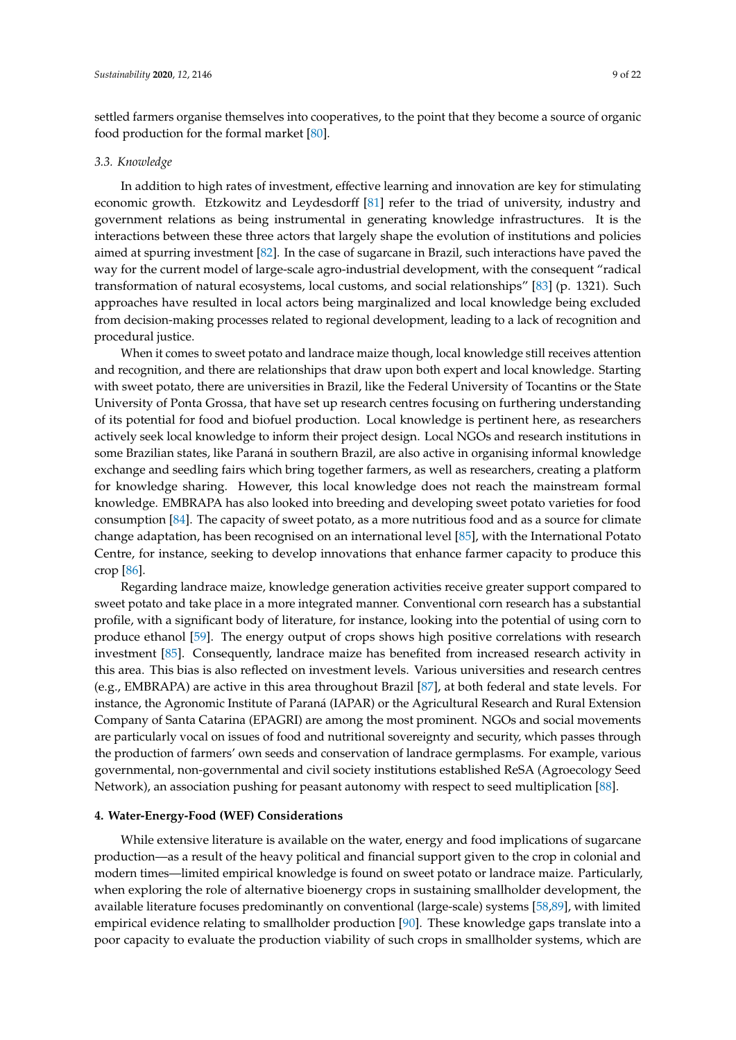settled farmers organise themselves into cooperatives, to the point that they become a source of organic food production for the formal market [80].

### 3.3. Knowledge

In addition to high rates of investment, effective learning and innovation are key for stimulating economic growth. Etzkowitz and Leydesdorff [81] refer to the triad of university, industry and government relations as being instrumental in generating knowledge infrastructures. It is the interactions between these three actors that largely shape the evolution of institutions and policies aimed at spurring investment [82]. In the case of sugarcane in Brazil, such interactions have paved the way for the current model of large-scale agro-industrial development, with the consequent "radical transformation of natural ecosystems, local customs, and social relationships" [83] (p. 1321). Such approaches have resulted in local actors being marginalized and local knowledge being excluded from decision-making processes related to regional development, leading to a lack of recognition and procedural justice.

When it comes to sweet potato and landrace maize though, local knowledge still receives attention and recognition, and there are relationships that draw upon both expert and local knowledge. Starting with sweet potato, there are universities in Brazil, like the Federal University of Tocantins or the State University of Ponta Grossa, that have set up research centres focusing on furthering understanding of its potential for food and biofuel production. Local knowledge is pertinent here, as researchers actively seek local knowledge to inform their project design. Local NGOs and research institutions in some Brazilian states, like Paraná in southern Brazil, are also active in organising informal knowledge exchange and seedling fairs which bring together farmers, as well as researchers, creating a platform for knowledge sharing. However, this local knowledge does not reach the mainstream formal knowledge. EMBRAPA has also looked into breeding and developing sweet potato varieties for food consumption [84]. The capacity of sweet potato, as a more nutritious food and as a source for climate change adaptation, has been recognised on an international level [85], with the International Potato Centre, for instance, seeking to develop innovations that enhance farmer capacity to produce this crop [86].

Regarding landrace maize, knowledge generation activities receive greater support compared to sweet potato and take place in a more integrated manner. Conventional corn research has a substantial profile, with a significant body of literature, for instance, looking into the potential of using corn to produce ethanol [59]. The energy output of crops shows high positive correlations with research investment [85]. Consequently, landrace maize has benefited from increased research activity in this area. This bias is also reflected on investment levels. Various universities and research centres (e.g., EMBRAPA) are active in this area throughout Brazil [87], at both federal and state levels. For instance, the Agronomic Institute of Paraná (IAPAR) or the Agricultural Research and Rural Extension Company of Santa Catarina (EPAGRI) are among the most prominent. NGOs and social movements are particularly vocal on issues of food and nutritional sovereignty and security, which passes through the production of farmers' own seeds and conservation of landrace germplasms. For example, various governmental, non-governmental and civil society institutions established ReSA (Agroecology Seed Network), an association pushing for peasant autonomy with respect to seed multiplication [88].

## 4. Water-Energy-Food (WEF) Considerations

While extensive literature is available on the water, energy and food implications of sugarcane production—as a result of the heavy political and financial support given to the crop in colonial and modern times—limited empirical knowledge is found on sweet potato or landrace maize. Particularly, when exploring the role of alternative bioenergy crops in sustaining smallholder development, the available literature focuses predominantly on conventional (large-scale) systems [58,89], with limited empirical evidence relating to smallholder production [90]. These knowledge gaps translate into a poor capacity to evaluate the production viability of such crops in smallholder systems, which are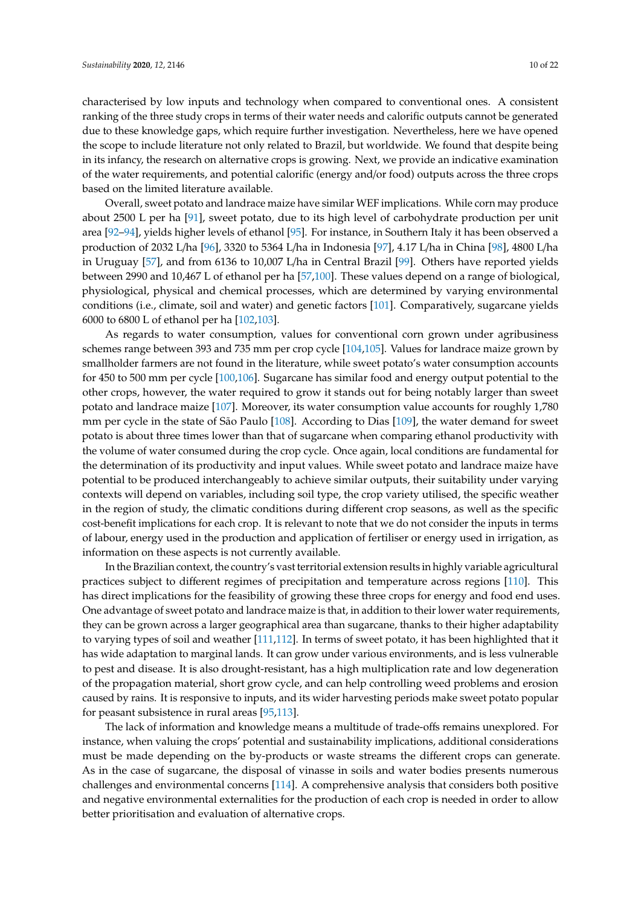characterised by low inputs and technology when compared to conventional ones. A consistent ranking of the three study crops in terms of their water needs and calorific outputs cannot be generated due to these knowledge gaps, which require further investigation. Nevertheless, here we have opened the scope to include literature not only related to Brazil, but worldwide. We found that despite being in its infancy, the research on alternative crops is growing. Next, we provide an indicative examination of the water requirements, and potential calorific (energy and/or food) outputs across the three crops based on the limited literature available.

Overall, sweet potato and landrace maize have similar WEF implications. While corn may produce about 2500 L per ha [91], sweet potato, due to its high level of carbohydrate production per unit area [92–94], yields higher levels of ethanol [95]. For instance, in Southern Italy it has been observed a production of 2032 L/ha [96], 3320 to 5364 L/ha in Indonesia [97], 4.17 L/ha in China [98], 4800 L/ha in Uruguay [57], and from 6136 to 10,007 L/ha in Central Brazil [99]. Others have reported yields between 2990 and 10,467 L of ethanol per ha [57,100]. These values depend on a range of biological, physiological, physical and chemical processes, which are determined by varying environmental conditions (i.e., climate, soil and water) and genetic factors [101]. Comparatively, sugarcane yields 6000 to 6800 L of ethanol per ha [102,103].

As regards to water consumption, values for conventional corn grown under agribusiness schemes range between 393 and 735 mm per crop cycle [104,105]. Values for landrace maize grown by smallholder farmers are not found in the literature, while sweet potato's water consumption accounts for 450 to 500 mm per cycle [100,106]. Sugarcane has similar food and energy output potential to the other crops, however, the water required to grow it stands out for being notably larger than sweet potato and landrace maize [107]. Moreover, its water consumption value accounts for roughly 1,780 mm per cycle in the state of São Paulo [108]. According to Dias [109], the water demand for sweet potato is about three times lower than that of sugarcane when comparing ethanol productivity with the volume of water consumed during the crop cycle. Once again, local conditions are fundamental for the determination of its productivity and input values. While sweet potato and landrace maize have potential to be produced interchangeably to achieve similar outputs, their suitability under varying contexts will depend on variables, including soil type, the crop variety utilised, the specific weather in the region of study, the climatic conditions during different crop seasons, as well as the specific cost-benefit implications for each crop. It is relevant to note that we do not consider the inputs in terms of labour, energy used in the production and application of fertiliser or energy used in irrigation, as information on these aspects is not currently available.

In the Brazilian context, the country's vast territorial extension results in highly variable agricultural practices subject to different regimes of precipitation and temperature across regions [110]. This has direct implications for the feasibility of growing these three crops for energy and food end uses. One advantage of sweet potato and landrace maize is that, in addition to their lower water requirements, they can be grown across a larger geographical area than sugarcane, thanks to their higher adaptability to varying types of soil and weather [111,112]. In terms of sweet potato, it has been highlighted that it has wide adaptation to marginal lands. It can grow under various environments, and is less vulnerable to pest and disease. It is also drought-resistant, has a high multiplication rate and low degeneration of the propagation material, short grow cycle, and can help controlling weed problems and erosion caused by rains. It is responsive to inputs, and its wider harvesting periods make sweet potato popular for peasant subsistence in rural areas [95,113].

The lack of information and knowledge means a multitude of trade-offs remains unexplored. For instance, when valuing the crops' potential and sustainability implications, additional considerations must be made depending on the by-products or waste streams the different crops can generate. As in the case of sugarcane, the disposal of vinasse in soils and water bodies presents numerous challenges and environmental concerns [114]. A comprehensive analysis that considers both positive and negative environmental externalities for the production of each crop is needed in order to allow better prioritisation and evaluation of alternative crops.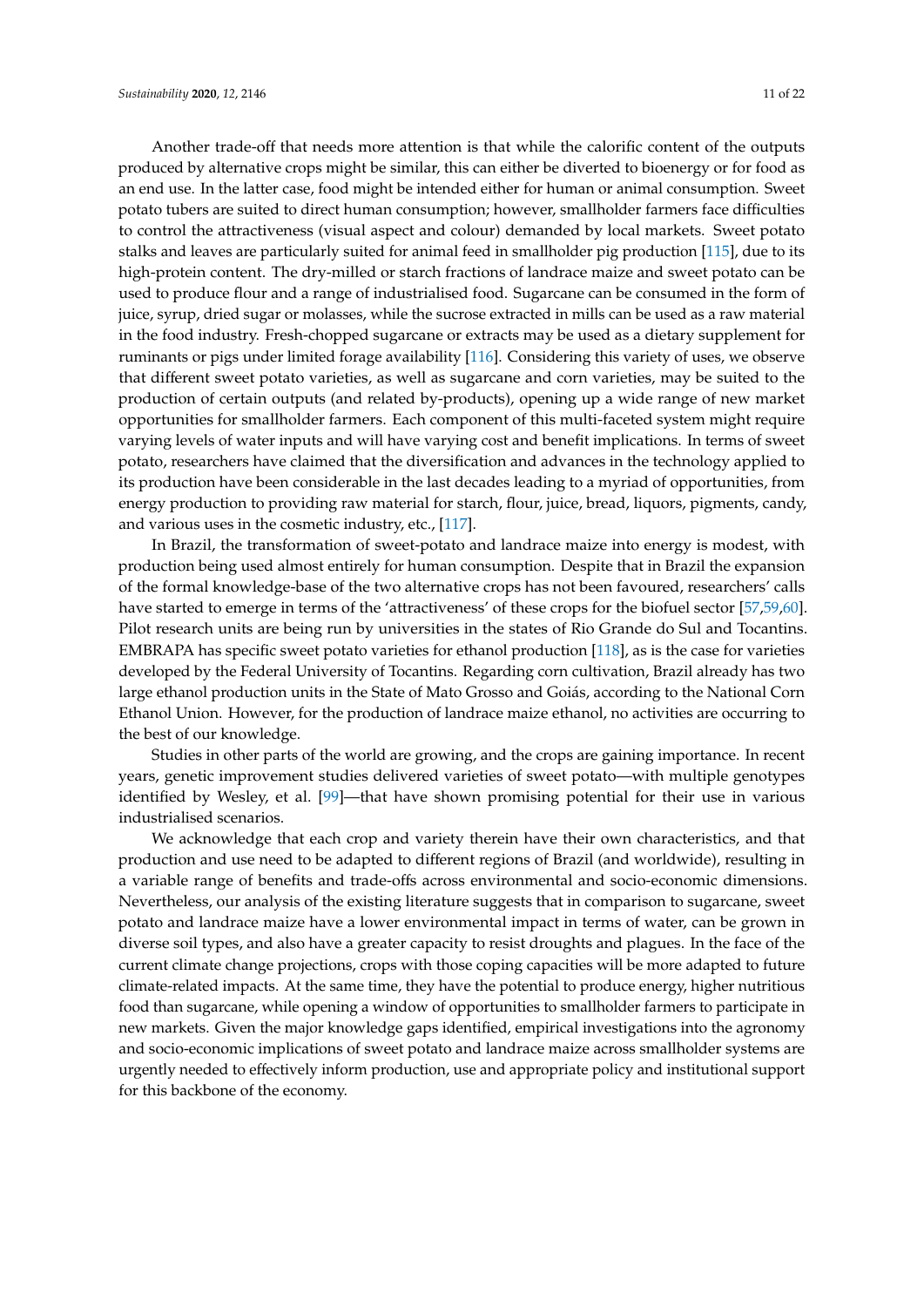Another trade-off that needs more attention is that while the calorific content of the outputs produced by alternative crops might be similar, this can either be diverted to bioenergy or for food as an end use. In the latter case, food might be intended either for human or animal consumption. Sweet potato tubers are suited to direct human consumption; however, smallholder farmers face difficulties to control the attractiveness (visual aspect and colour) demanded by local markets. Sweet potato stalks and leaves are particularly suited for animal feed in smallholder pig production [115], due to its high-protein content. The dry-milled or starch fractions of landrace maize and sweet potato can be used to produce flour and a range of industrialised food. Sugarcane can be consumed in the form of juice, syrup, dried sugar or molasses, while the sucrose extracted in mills can be used as a raw material in the food industry. Fresh-chopped sugarcane or extracts may be used as a dietary supplement for ruminants or pigs under limited forage availability [116]. Considering this variety of uses, we observe that different sweet potato varieties, as well as sugarcane and corn varieties, may be suited to the production of certain outputs (and related by-products), opening up a wide range of new market opportunities for smallholder farmers. Each component of this multi-faceted system might require varying levels of water inputs and will have varying cost and benefit implications. In terms of sweet potato, researchers have claimed that the diversification and advances in the technology applied to its production have been considerable in the last decades leading to a myriad of opportunities, from energy production to providing raw material for starch, flour, juice, bread, liquors, pigments, candy, and various uses in the cosmetic industry, etc., [117].

In Brazil, the transformation of sweet-potato and landrace maize into energy is modest, with production being used almost entirely for human consumption. Despite that in Brazil the expansion of the formal knowledge-base of the two alternative crops has not been favoured, researchers' calls have started to emerge in terms of the 'attractiveness' of these crops for the biofuel sector [57,59,60]. Pilot research units are being run by universities in the states of Rio Grande do Sul and Tocantins. EMBRAPA has specific sweet potato varieties for ethanol production [118], as is the case for varieties developed by the Federal University of Tocantins. Regarding corn cultivation, Brazil already has two large ethanol production units in the State of Mato Grosso and Goiás, according to the National Corn Ethanol Union. However, for the production of landrace maize ethanol, no activities are occurring to the best of our knowledge.

Studies in other parts of the world are growing, and the crops are gaining importance. In recent years, genetic improvement studies delivered varieties of sweet potato—with multiple genotypes identified by Wesley, et al. [99]—that have shown promising potential for their use in various industrialised scenarios.

We acknowledge that each crop and variety therein have their own characteristics, and that production and use need to be adapted to different regions of Brazil (and worldwide), resulting in a variable range of benefits and trade-offs across environmental and socio-economic dimensions. Nevertheless, our analysis of the existing literature suggests that in comparison to sugarcane, sweet potato and landrace maize have a lower environmental impact in terms of water, can be grown in diverse soil types, and also have a greater capacity to resist droughts and plagues. In the face of the current climate change projections, crops with those coping capacities will be more adapted to future climate-related impacts. At the same time, they have the potential to produce energy, higher nutritious food than sugarcane, while opening a window of opportunities to smallholder farmers to participate in new markets. Given the major knowledge gaps identified, empirical investigations into the agronomy and socio-economic implications of sweet potato and landrace maize across smallholder systems are urgently needed to effectively inform production, use and appropriate policy and institutional support for this backbone of the economy.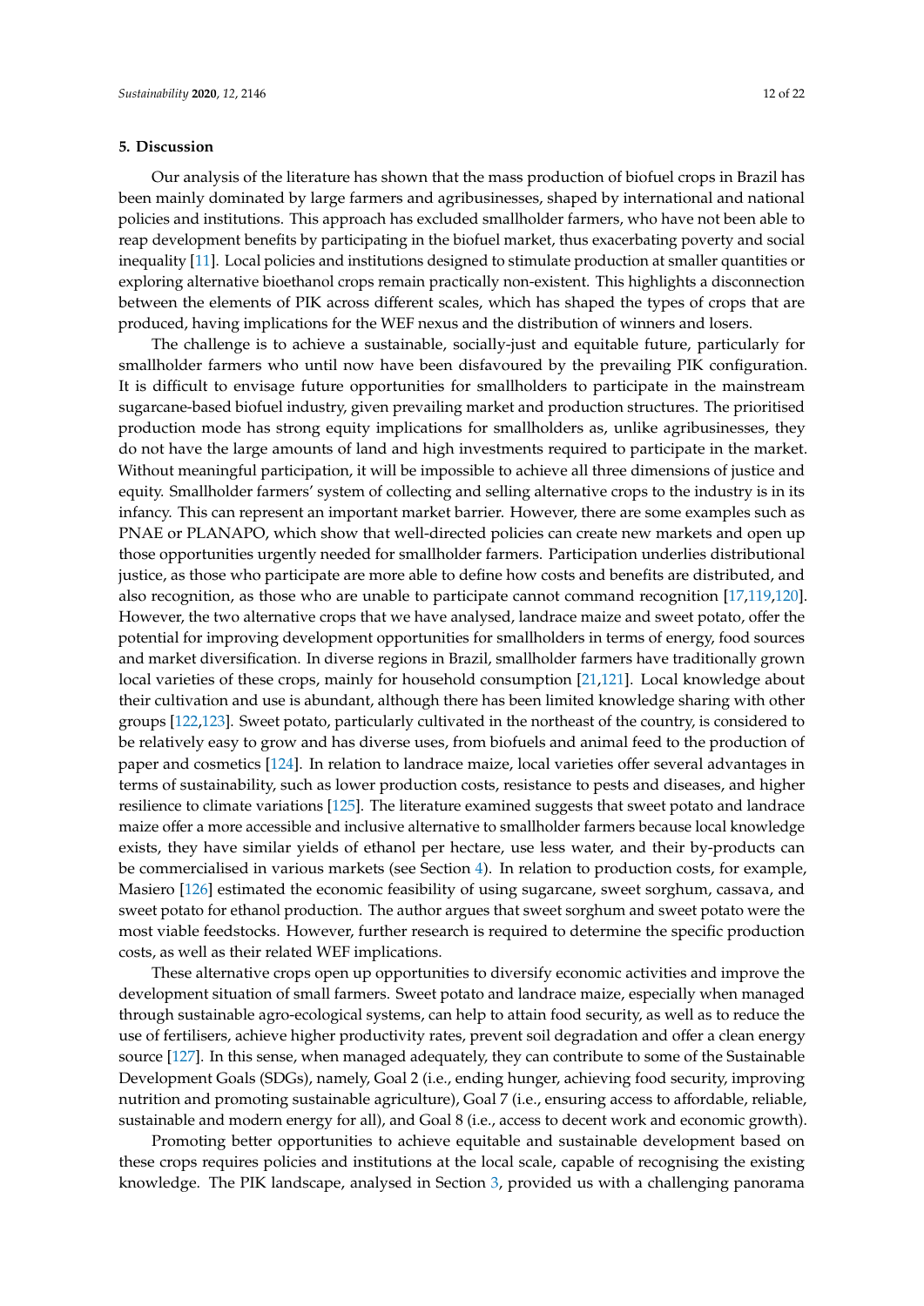## 5. Discussion

Our analysis of the literature has shown that the mass production of biofuel crops in Brazil has been mainly dominated by large farmers and agribusinesses, shaped by international and national policies and institutions. This approach has excluded smallholder farmers, who have not been able to reap development benefits by participating in the biofuel market, thus exacerbating poverty and social inequality [11]. Local policies and institutions designed to stimulate production at smaller quantities or exploring alternative bioethanol crops remain practically non-existent. This highlights a disconnection between the elements of PIK across different scales, which has shaped the types of crops that are produced, having implications for the WEF nexus and the distribution of winners and losers.

The challenge is to achieve a sustainable, socially-just and equitable future, particularly for smallholder farmers who until now have been disfavoured by the prevailing PIK configuration. It is difficult to envisage future opportunities for smallholders to participate in the mainstream sugarcane-based biofuel industry, given prevailing market and production structures. The prioritised production mode has strong equity implications for smallholders as, unlike agribusinesses, they do not have the large amounts of land and high investments required to participate in the market. Without meaningful participation, it will be impossible to achieve all three dimensions of justice and equity. Smallholder farmers' system of collecting and selling alternative crops to the industry is in its infancy. This can represent an important market barrier. However, there are some examples such as PNAE or PLANAPO, which show that well-directed policies can create new markets and open up those opportunities urgently needed for smallholder farmers. Participation underlies distributional justice, as those who participate are more able to define how costs and benefits are distributed, and also recognition, as those who are unable to participate cannot command recognition [17,119,120]. However, the two alternative crops that we have analysed, landrace maize and sweet potato, offer the potential for improving development opportunities for smallholders in terms of energy, food sources and market diversification. In diverse regions in Brazil, smallholder farmers have traditionally grown local varieties of these crops, mainly for household consumption [21,121]. Local knowledge about their cultivation and use is abundant, although there has been limited knowledge sharing with other groups [122,123]. Sweet potato, particularly cultivated in the northeast of the country, is considered to be relatively easy to grow and has diverse uses, from biofuels and animal feed to the production of paper and cosmetics [124]. In relation to landrace maize, local varieties offer several advantages in terms of sustainability, such as lower production costs, resistance to pests and diseases, and higher resilience to climate variations [125]. The literature examined suggests that sweet potato and landrace maize offer a more accessible and inclusive alternative to smallholder farmers because local knowledge exists, they have similar yields of ethanol per hectare, use less water, and their by-products can be commercialised in various markets (see Section 4). In relation to production costs, for example, Masiero [126] estimated the economic feasibility of using sugarcane, sweet sorghum, cassava, and sweet potato for ethanol production. The author argues that sweet sorghum and sweet potato were the most viable feedstocks. However, further research is required to determine the specific production costs, as well as their related WEF implications.

These alternative crops open up opportunities to diversify economic activities and improve the development situation of small farmers. Sweet potato and landrace maize, especially when managed through sustainable agro-ecological systems, can help to attain food security, as well as to reduce the use of fertilisers, achieve higher productivity rates, prevent soil degradation and offer a clean energy source [127]. In this sense, when managed adequately, they can contribute to some of the Sustainable Development Goals (SDGs), namely, Goal 2 (i.e., ending hunger, achieving food security, improving nutrition and promoting sustainable agriculture), Goal 7 (i.e., ensuring access to affordable, reliable, sustainable and modern energy for all), and Goal 8 (i.e., access to decent work and economic growth).

Promoting better opportunities to achieve equitable and sustainable development based on these crops requires policies and institutions at the local scale, capable of recognising the existing knowledge. The PIK landscape, analysed in Section 3, provided us with a challenging panorama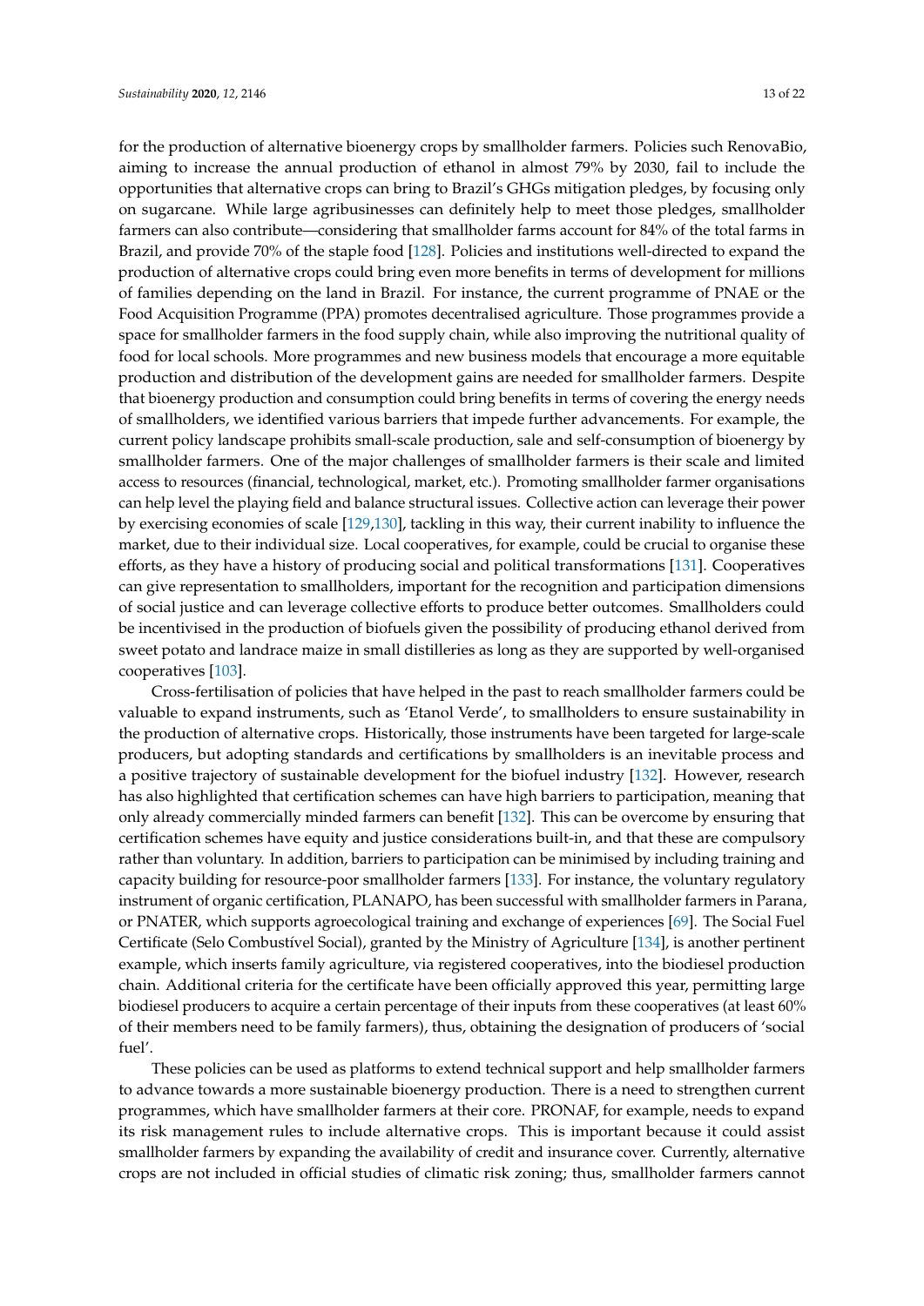for the production of alternative bioenergy crops by smallholder farmers. Policies such RenovaBio, aiming to increase the annual production of ethanol in almost 79% by 2030, fail to include the opportunities that alternative crops can bring to Brazil's GHGs mitigation pledges, by focusing only on sugarcane. While large agribusinesses can definitely help to meet those pledges, smallholder farmers can also contribute—considering that smallholder farms account for 84% of the total farms in Brazil, and provide 70% of the staple food [128]. Policies and institutions well-directed to expand the production of alternative crops could bring even more benefits in terms of development for millions of families depending on the land in Brazil. For instance, the current programme of PNAE or the Food Acquisition Programme (PPA) promotes decentralised agriculture. Those programmes provide a space for smallholder farmers in the food supply chain, while also improving the nutritional quality of food for local schools. More programmes and new business models that encourage a more equitable production and distribution of the development gains are needed for smallholder farmers. Despite that bioenergy production and consumption could bring benefits in terms of covering the energy needs of smallholders, we identified various barriers that impede further advancements. For example, the current policy landscape prohibits small-scale production, sale and self-consumption of bioenergy by smallholder farmers. One of the major challenges of smallholder farmers is their scale and limited access to resources (financial, technological, market, etc.). Promoting smallholder farmer organisations can help level the playing field and balance structural issues. Collective action can leverage their power by exercising economies of scale [129,130], tackling in this way, their current inability to influence the market, due to their individual size. Local cooperatives, for example, could be crucial to organise these efforts, as they have a history of producing social and political transformations [131]. Cooperatives can give representation to smallholders, important for the recognition and participation dimensions of social justice and can leverage collective efforts to produce better outcomes. Smallholders could be incentivised in the production of biofuels given the possibility of producing ethanol derived from sweet potato and landrace maize in small distilleries as long as they are supported by well-organised cooperatives [103].

Cross-fertilisation of policies that have helped in the past to reach smallholder farmers could be valuable to expand instruments, such as 'Etanol Verde', to smallholders to ensure sustainability in the production of alternative crops. Historically, those instruments have been targeted for large-scale producers, but adopting standards and certifications by smallholders is an inevitable process and a positive trajectory of sustainable development for the biofuel industry [132]. However, research has also highlighted that certification schemes can have high barriers to participation, meaning that only already commercially minded farmers can benefit [132]. This can be overcome by ensuring that certification schemes have equity and justice considerations built-in, and that these are compulsory rather than voluntary. In addition, barriers to participation can be minimised by including training and capacity building for resource-poor smallholder farmers [133]. For instance, the voluntary regulatory instrument of organic certification, PLANAPO, has been successful with smallholder farmers in Parana, or PNATER, which supports agroecological training and exchange of experiences [69]. The Social Fuel Certificate (Selo Combustível Social), granted by the Ministry of Agriculture [134], is another pertinent example, which inserts family agriculture, via registered cooperatives, into the biodiesel production chain. Additional criteria for the certificate have been officially approved this year, permitting large biodiesel producers to acquire a certain percentage of their inputs from these cooperatives (at least 60% of their members need to be family farmers), thus, obtaining the designation of producers of 'social fuel'.

These policies can be used as platforms to extend technical support and help smallholder farmers to advance towards a more sustainable bioenergy production. There is a need to strengthen current programmes, which have smallholder farmers at their core. PRONAF, for example, needs to expand its risk management rules to include alternative crops. This is important because it could assist smallholder farmers by expanding the availability of credit and insurance cover. Currently, alternative crops are not included in official studies of climatic risk zoning; thus, smallholder farmers cannot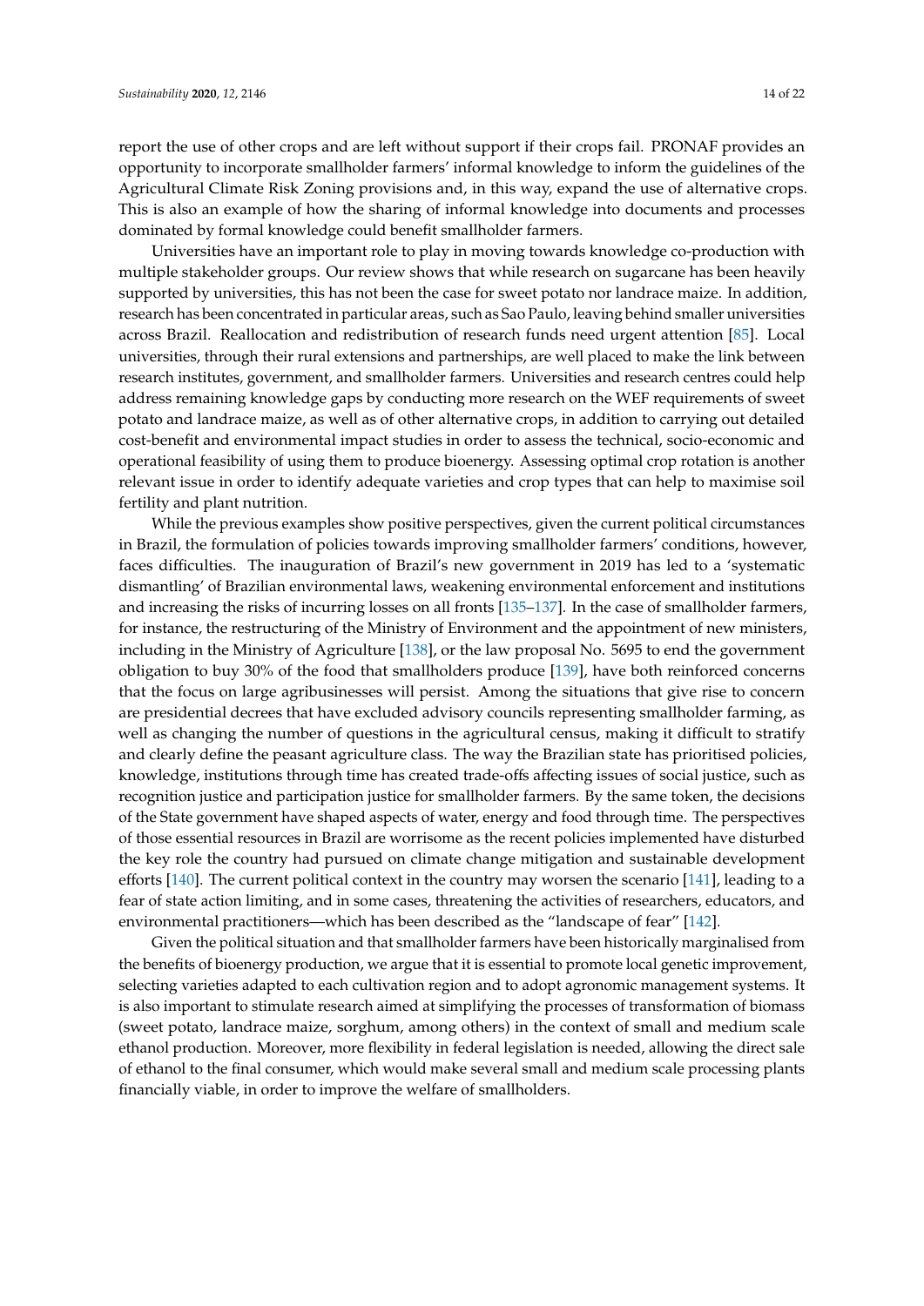report the use of other crops and are left without support if their crops fail. PRONAF provides an opportunity to incorporate smallholder farmers' informal knowledge to inform the guidelines of the Agricultural Climate Risk Zoning provisions and, in this way, expand the use of alternative crops. This is also an example of how the sharing of informal knowledge into documents and processes dominated by formal knowledge could benefit smallholder farmers.

Universities have an important role to play in moving towards knowledge co-production with multiple stakeholder groups. Our review shows that while research on sugarcane has been heavily supported by universities, this has not been the case for sweet potato nor landrace maize. In addition, research has been concentrated in particular areas, such as Sao Paulo, leaving behind smaller universities across Brazil. Reallocation and redistribution of research funds need urgent attention [85]. Local universities, through their rural extensions and partnerships, are well placed to make the link between research institutes, government, and smallholder farmers. Universities and research centres could help address remaining knowledge gaps by conducting more research on the WEF requirements of sweet potato and landrace maize, as well as of other alternative crops, in addition to carrying out detailed cost-benefit and environmental impact studies in order to assess the technical, socio-economic and operational feasibility of using them to produce bioenergy. Assessing optimal crop rotation is another relevant issue in order to identify adequate varieties and crop types that can help to maximise soil fertility and plant nutrition.

While the previous examples show positive perspectives, given the current political circumstances in Brazil, the formulation of policies towards improving smallholder farmers' conditions, however, faces difficulties. The inauguration of Brazil's new government in 2019 has led to a 'systematic dismantling' of Brazilian environmental laws, weakening environmental enforcement and institutions and increasing the risks of incurring losses on all fronts [135–137]. In the case of smallholder farmers, for instance, the restructuring of the Ministry of Environment and the appointment of new ministers, including in the Ministry of Agriculture [138], or the law proposal No. 5695 to end the government obligation to buy 30% of the food that smallholders produce [139], have both reinforced concerns that the focus on large agribusinesses will persist. Among the situations that give rise to concern are presidential decrees that have excluded advisory councils representing smallholder farming, as well as changing the number of questions in the agricultural census, making it difficult to stratify and clearly define the peasant agriculture class. The way the Brazilian state has prioritised policies, knowledge, institutions through time has created trade-offs affecting issues of social justice, such as recognition justice and participation justice for smallholder farmers. By the same token, the decisions of the State government have shaped aspects of water, energy and food through time. The perspectives of those essential resources in Brazil are worrisome as the recent policies implemented have disturbed the key role the country had pursued on climate change mitigation and sustainable development efforts [140]. The current political context in the country may worsen the scenario [141], leading to a fear of state action limiting, and in some cases, threatening the activities of researchers, educators, and environmental practitioners—which has been described as the "landscape of fear" [142].

Given the political situation and that smallholder farmers have been historically marginalised from the benefits of bioenergy production, we argue that it is essential to promote local genetic improvement, selecting varieties adapted to each cultivation region and to adopt agronomic management systems. It is also important to stimulate research aimed at simplifying the processes of transformation of biomass (sweet potato, landrace maize, sorghum, among others) in the context of small and medium scale ethanol production. Moreover, more flexibility in federal legislation is needed, allowing the direct sale of ethanol to the final consumer, which would make several small and medium scale processing plants financially viable, in order to improve the welfare of smallholders.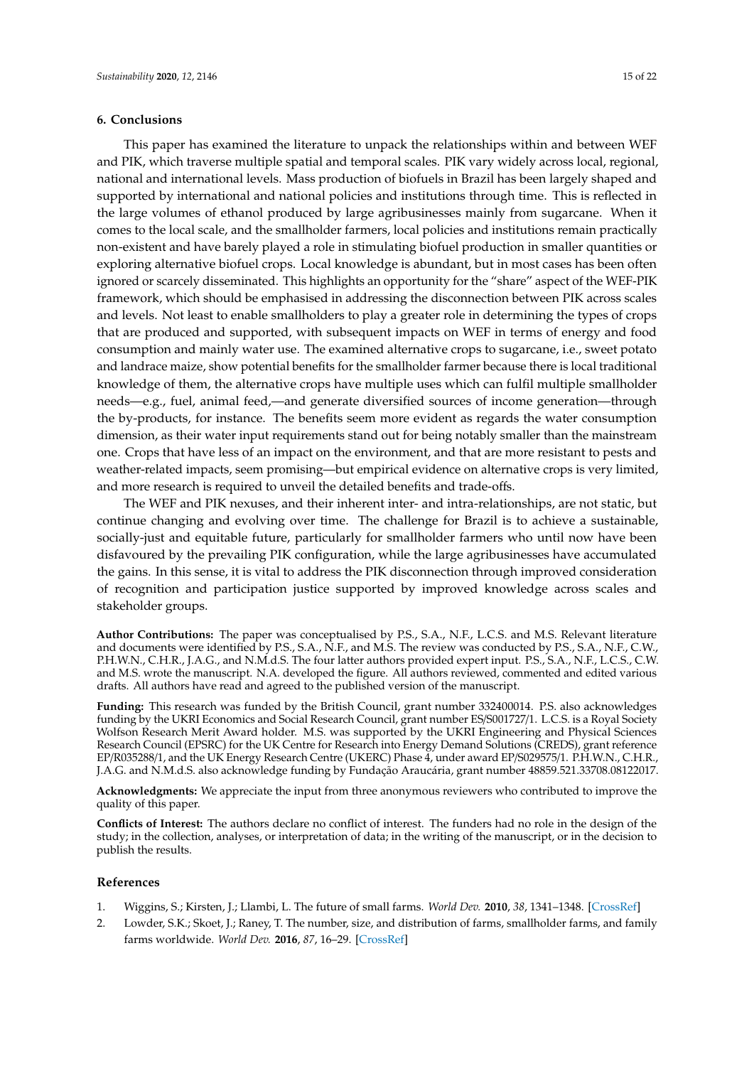## 6. Conclusions

This paper has examined the literature to unpack the relationships within and between WEF and PIK, which traverse multiple spatial and temporal scales. PIK vary widely across local, regional, national and international levels. Mass production of biofuels in Brazil has been largely shaped and supported by international and national policies and institutions through time. This is reflected in the large volumes of ethanol produced by large agribusinesses mainly from sugarcane. When it comes to the local scale, and the smallholder farmers, local policies and institutions remain practically non-existent and have barely played a role in stimulating biofuel production in smaller quantities or exploring alternative biofuel crops. Local knowledge is abundant, but in most cases has been often ignored or scarcely disseminated. This highlights an opportunity for the "share" aspect of the WEF-PIK framework, which should be emphasised in addressing the disconnection between PIK across scales and levels. Not least to enable smallholders to play a greater role in determining the types of crops that are produced and supported, with subsequent impacts on WEF in terms of energy and food consumption and mainly water use. The examined alternative crops to sugarcane, i.e., sweet potato and landrace maize, show potential benefits for the smallholder farmer because there is local traditional knowledge of them, the alternative crops have multiple uses which can fulfil multiple smallholder needs—e.g., fuel, animal feed,—and generate diversified sources of income generation—through the by-products, for instance. The benefits seem more evident as regards the water consumption dimension, as their water input requirements stand out for being notably smaller than the mainstream one. Crops that have less of an impact on the environment, and that are more resistant to pests and weather-related impacts, seem promising—but empirical evidence on alternative crops is very limited, and more research is required to unveil the detailed benefits and trade-offs.

The WEF and PIK nexuses, and their inherent inter- and intra-relationships, are not static, but continue changing and evolving over time. The challenge for Brazil is to achieve a sustainable, socially-just and equitable future, particularly for smallholder farmers who until now have been disfavoured by the prevailing PIK configuration, while the large agribusinesses have accumulated the gains. In this sense, it is vital to address the PIK disconnection through improved consideration of recognition and participation justice supported by improved knowledge across scales and stakeholder groups.

**Author Contributions:** The paper was conceptualised by P.S., S.A., N.F., L.C.S. and M.S. Relevant literature and documents were identified by P.S., S.A., N.F., and M.S. The review was conducted by P.S., S.A., N.F., C.W., P.H.W.N., C.H.R., J.A.G., and N.M.d.S. The four latter authors provided expert input. P.S., S.A., N.F., L.C.S., C.W. and M.S. wrote the manuscript. N.A. developed the figure. All authors reviewed, commented and edited various drafts. All authors have read and agreed to the published version of the manuscript.

**Funding:** This research was funded by the British Council, grant number 332400014. P.S. also acknowledges funding by the UKRI Economics and Social Research Council, grant number ES/S001727/1. L.C.S. is a Royal Society Wolfson Research Merit Award holder. M.S. was supported by the UKRI Engineering and Physical Sciences Research Council (EPSRC) for the UK Centre for Research into Energy Demand Solutions (CREDS), grant reference EP/R035288/1, and the UK Energy Research Centre (UKERC) Phase 4, under award EP/S029575/1. P.H.W.N., C.H.R., J.A.G. and N.M.d.S. also acknowledge funding by Fundação Araucária, grant number 48859.521.33708.08122017.

**Acknowledgments:** We appreciate the input from three anonymous reviewers who contributed to improve the quality of this paper.

**Conflicts of Interest:** The authors declare no conflict of interest. The funders had no role in the design of the study; in the collection, analyses, or interpretation of data; in the writing of the manuscript, or in the decision to publish the results.

## References

1. Wiggins, S.; Kirsten, J.; Llambi, L. The future of small farms. *World Dev.* **2010**, *38*, 1341–1348. [CrossRef]
2. Lowder, S.K.; Skoet, J.; Raney, T. The number, size, and distribution of farms, smallholder farms, and family farms worldwide. *World Dev.* **2016**, *87*, 16–29. [CrossRef]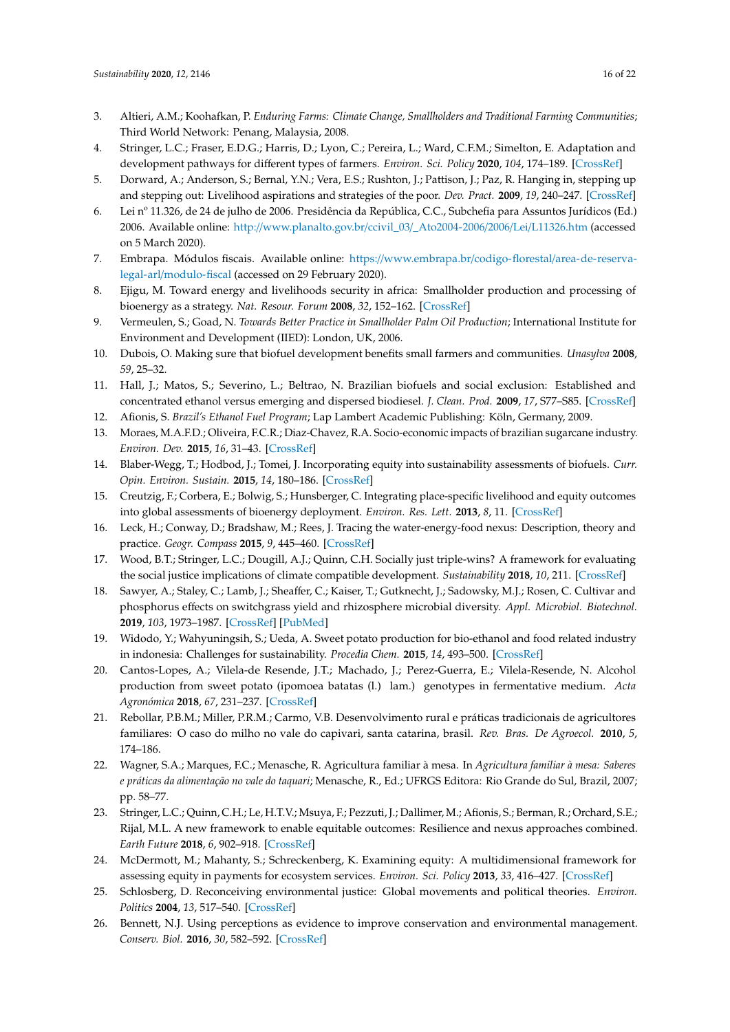3. Altieri, A.M.; Koohafkan, P. *Enduring Farms: Climate Change, Smallholders and Traditional Farming Communities*; Third World Network: Penang, Malaysia, 2008.
4. Stringer, L.C.; Fraser, E.D.G.; Harris, D.; Lyon, C.; Pereira, L.; Ward, C.F.M.; Simelton, E. Adaptation and development pathways for different types of farmers. *Environ. Sci. Policy* **2020**, *104*, 174–189. [CrossRef]
5. Dorward, A.; Anderson, S.; Bernal, Y.N.; Vera, E.S.; Rushton, J.; Pattison, J.; Paz, R. Hanging in, stepping up and stepping out: Livelihood aspirations and strategies of the poor. *Dev. Pract.* **2009**, *19*, 240–247. [CrossRef]
6. Lei nº 11.326, de 24 de julho de 2006. Presidência da República, C.C., Subchefia para Assuntos Jurídicos (Ed.) 2006. Available online: http://www.planalto.gov.br/ccivil_03/_Ato2004-2006/2006/Lei/L11326.htm (accessed on 5 March 2020).
7. Embrapa. Módulos fiscais. Available online: https://www.embrapa.br/codigo-florestal/area-de-reserva-legal-arl/modulo-fiscal (accessed on 29 February 2020).
8. Ejigu, M. Toward energy and livelihoods security in africa: Smallholder production and processing of bioenergy as a strategy. *Nat. Resour. Forum* **2008**, *32*, 152–162. [CrossRef]
9. Vermeulen, S.; Goad, N. *Towards Better Practice in Smallholder Palm Oil Production*; International Institute for Environment and Development (IIED): London, UK, 2006.
10. Dubois, O. Making sure that biofuel development benefits small farmers and communities. *Unasylva* **2008**, *59*, 25–32.
11. Hall, J.; Matos, S.; Severino, L.; Beltrao, N. Brazilian biofuels and social exclusion: Established and concentrated ethanol versus emerging and dispersed biodiesel. *J. Clean. Prod.* **2009**, *17*, S77–S85. [CrossRef]
12. Afionis, S. *Brazil's Ethanol Fuel Program*; Lap Lambert Academic Publishing: Köln, Germany, 2009.
13. Moraes, M.A.F.D.; Oliveira, F.C.R.; Diaz-Chavez, R.A. Socio-economic impacts of brazilian sugarcane industry. *Environ. Dev.* **2015**, *16*, 31–43. [CrossRef]
14. Blaber-Wegg, T.; Hodbod, J.; Tomei, J. Incorporating equity into sustainability assessments of biofuels. *Curr. Opin. Environ. Sustain.* **2015**, *14*, 180–186. [CrossRef]
15. Creutzig, F.; Corbera, E.; Bolwig, S.; Hunsberger, C. Integrating place-specific livelihood and equity outcomes into global assessments of bioenergy deployment. *Environ. Res. Lett.* **2013**, *8*, 11. [CrossRef]
16. Leck, H.; Conway, D.; Bradshaw, M.; Rees, J. Tracing the water-energy-food nexus: Description, theory and practice. *Geogr. Compass* **2015**, *9*, 445–460. [CrossRef]
17. Wood, B.T.; Stringer, L.C.; Dougill, A.J.; Quinn, C.H. Socially just triple-wins? A framework for evaluating the social justice implications of climate compatible development. *Sustainability* **2018**, *10*, 211. [CrossRef]
18. Sawyer, A.; Staley, C.; Lamb, J.; Sheaffer, C.; Kaiser, T.; Gutknecht, J.; Sadowsky, M.J.; Rosen, C. Cultivar and phosphorus effects on switchgrass yield and rhizosphere microbial diversity. *Appl. Microbiol. Biotechnol.* **2019**, *103*, 1973–1987. [CrossRef] [PubMed]
19. Widodo, Y.; Wahyuningsih, S.; Ueda, A. Sweet potato production for bio-ethanol and food related industry in indonesia: Challenges for sustainability. *Procedia Chem.* **2015**, *14*, 493–500. [CrossRef]
20. Cantos-Lopes, A.; Vilela-de Resende, J.T.; Machado, J.; Perez-Guerra, E.; Vilela-Resende, N. Alcohol production from sweet potato (ipomoea batatas (l.) lam.) genotypes in fermentative medium. *Acta Agronómica* **2018**, *67*, 231–237. [CrossRef]
21. Rebollar, P.B.M.; Miller, P.R.M.; Carmo, V.B. Desenvolvimento rural e práticas tradicionais de agricultores familiares: O caso do milho no vale do capivari, santa catarina, brasil. *Rev. Bras. De Agroecol.* **2010**, *5*, 174–186.
22. Wagner, S.A.; Marques, F.C.; Menasche, R. Agricultura familiar à mesa. In *Agricultura familiar à mesa: Saberes e práticas da alimentação no vale do taquari*; Menasche, R., Ed.; UFRGS Editora: Rio Grande do Sul, Brazil, 2007; pp. 58–77.
23. Stringer, L.C.; Quinn, C.H.; Le, H.T.V.; Msuya, F.; Pezzuti, J.; Dallimer, M.; Afionis, S.; Berman, R.; Orchard, S.E.; Rijal, M.L. A new framework to enable equitable outcomes: Resilience and nexus approaches combined. *Earth Future* **2018**, *6*, 902–918. [CrossRef]
24. McDermott, M.; Mahanty, S.; Schreckenberg, K. Examining equity: A multidimensional framework for assessing equity in payments for ecosystem services. *Environ. Sci. Policy* **2013**, *33*, 416–427. [CrossRef]
25. Schlosberg, D. Reconceiving environmental justice: Global movements and political theories. *Environ. Politics* **2004**, *13*, 517–540. [CrossRef]
26. Bennett, N.J. Using perceptions as evidence to improve conservation and environmental management. *Conserv. Biol.* **2016**, *30*, 582–592. [CrossRef]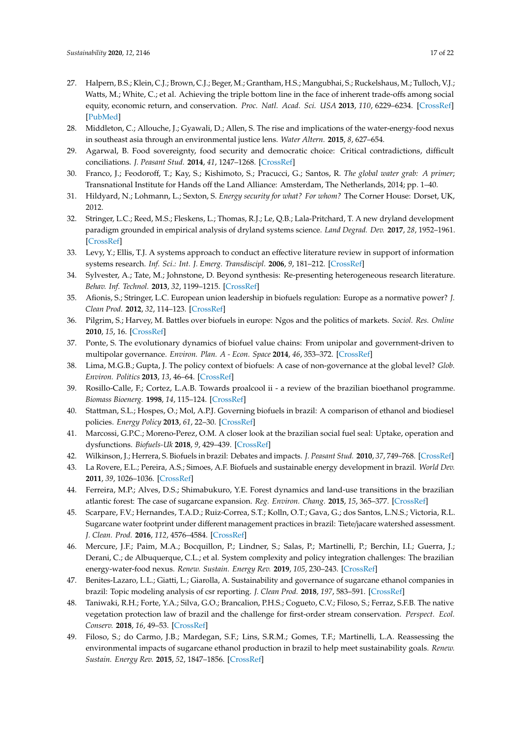27. Halpern, B.S.; Klein, C.J.; Brown, C.J.; Beger, M.; Grantham, H.S.; Mangubhai, S.; Ruckelshaus, M.; Tulloch, V.J.; Watts, M.; White, C.; et al. Achieving the triple bottom line in the face of inherent trade-offs among social equity, economic return, and conservation. *Proc. Natl. Acad. Sci. USA* **2013**, *110*, 6229–6234. [CrossRef] [PubMed]
28. Middleton, C.; Allouche, J.; Gyawali, D.; Allen, S. The rise and implications of the water-energy-food nexus in southeast asia through an environmental justice lens. *Water Altern.* **2015**, *8*, 627–654.
29. Agarwal, B. Food sovereignty, food security and democratic choice: Critical contradictions, difficult conciliations. *J. Peasant Stud.* **2014**, *41*, 1247–1268. [CrossRef]
30. Franco, J.; Feodoroff, T.; Kay, S.; Kishimoto, S.; Pracucci, G.; Santos, R. *The global water grab: A primer*; Transnational Institute for Hands off the Land Alliance: Amsterdam, The Netherlands, 2014; pp. 1–40.
31. Hildyard, N.; Lohmann, L.; Sexton, S. *Energy security for what? For whom?* The Corner House: Dorset, UK, 2012.
32. Stringer, L.C.; Reed, M.S.; Fleskens, L.; Thomas, R.J.; Le, Q.B.; Lala-Pritchard, T. A new dryland development paradigm grounded in empirical analysis of dryland systems science. *Land Degrad. Dev.* **2017**, *28*, 1952–1961. [CrossRef]
33. Levy, Y.; Ellis, T.J. A systems approach to conduct an effective literature review in support of information systems research. *Inf. Sci.: Int. J. Emerg. Transdiscipl.* **2006**, *9*, 181–212. [CrossRef]
34. Sylvester, A.; Tate, M.; Johnstone, D. Beyond synthesis: Re-presenting heterogeneous research literature. *Behav. Inf. Technol.* **2013**, *32*, 1199–1215. [CrossRef]
35. Afionis, S.; Stringer, L.C. European union leadership in biofuels regulation: Europe as a normative power? *J. Clean Prod.* **2012**, *32*, 114–123. [CrossRef]
36. Pilgrim, S.; Harvey, M. Battles over biofuels in europe: Ngos and the politics of markets. *Sociol. Res. Online* **2010**, *15*, 16. [CrossRef]
37. Ponte, S. The evolutionary dynamics of biofuel value chains: From unipolar and government-driven to multipolar governance. *Environ. Plan. A - Econ. Space* **2014**, *46*, 353–372. [CrossRef]
38. Lima, M.G.B.; Gupta, J. The policy context of biofuels: A case of non-governance at the global level? *Glob. Environ. Politics* **2013**, *13*, 46–64. [CrossRef]
39. Rosillo-Calle, F.; Cortez, L.A.B. Towards proalcool ii - a review of the brazilian bioethanol programme. *Biomass Bioenerg.* **1998**, *14*, 115–124. [CrossRef]
40. Stattman, S.L.; Hospes, O.; Mol, A.P.J. Governing biofuels in brazil: A comparison of ethanol and biodiesel policies. *Energy Policy* **2013**, *61*, 22–30. [CrossRef]
41. Marcossi, G.P.C.; Moreno-Perez, O.M. A closer look at the brazilian social fuel seal: Uptake, operation and dysfunctions. *Biofuels-Uk* **2018**, *9*, 429–439. [CrossRef]
42. Wilkinson, J.; Herrera, S. Biofuels in brazil: Debates and impacts. *J. Peasant Stud.* **2010**, *37*, 749–768. [CrossRef]
43. La Rovere, E.L.; Pereira, A.S.; Simoes, A.F. Biofuels and sustainable energy development in brazil. *World Dev.* **2011**, *39*, 1026–1036. [CrossRef]
44. Ferreira, M.P.; Alves, D.S.; Shimabukuro, Y.E. Forest dynamics and land-use transitions in the brazilian atlantic forest: The case of sugarcane expansion. *Reg. Environ. Chang.* **2015**, *15*, 365–377. [CrossRef]
45. Scarpare, F.V.; Hernandes, T.A.D.; Ruiz-Correa, S.T.; Kolln, O.T.; Gava, G.; dos Santos, L.N.S.; Victoria, R.L. Sugarcane water footprint under different management practices in brazil: Tiete/jacare watershed assessment. *J. Clean. Prod.* **2016**, *112*, 4576–4584. [CrossRef]
46. Mercure, J.F.; Paim, M.A.; Bocquillon, P.; Lindner, S.; Salas, P.; Martinelli, P.; Berchin, I.I.; Guerra, J.; Derani, C.; de Albuquerque, C.L.; et al. System complexity and policy integration challenges: The brazilian energy-water-food nexus. *Renew. Sustain. Energy Rev.* **2019**, *105*, 230–243. [CrossRef]
47. Benites-Lazaro, L.L.; Giatti, L.; Giarolla, A. Sustainability and governance of sugarcane ethanol companies in brazil: Topic modeling analysis of csr reporting. *J. Clean Prod.* **2018**, *197*, 583–591. [CrossRef]
48. Taniwaki, R.H.; Forte, Y.A.; Silva, G.O.; Brancalion, P.H.S.; Cogueto, C.V.; Filoso, S.; Ferraz, S.F.B. The native vegetation protection law of brazil and the challenge for first-order stream conservation. *Perspect. Ecol. Conserv.* **2018**, *16*, 49–53. [CrossRef]
49. Filoso, S.; do Carmo, J.B.; Mardegan, S.F.; Lins, S.R.M.; Gomes, T.F.; Martinelli, L.A. Reassessing the environmental impacts of sugarcane ethanol production in brazil to help meet sustainability goals. *Renew. Sustain. Energy Rev.* **2015**, *52*, 1847–1856. [CrossRef]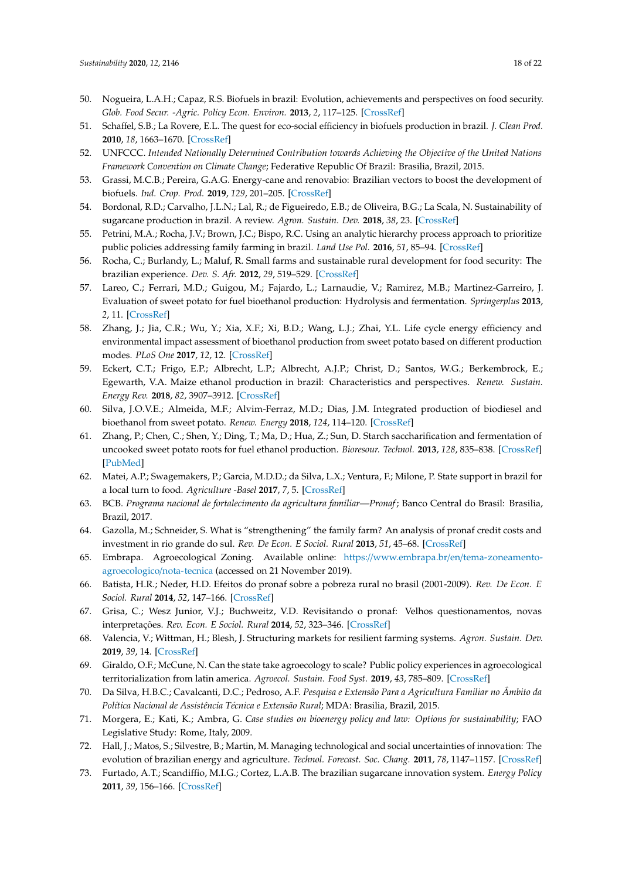50. Nogueira, L.A.H.; Capaz, R.S. Biofuels in brazil: Evolution, achievements and perspectives on food security. *Glob. Food Secur. -Agric. Policy Econ. Environ.* **2013**, *2*, 117–125. [CrossRef]
51. Schaffel, S.B.; La Rovere, E.L. The quest for eco-social efficiency in biofuels production in brazil. *J. Clean Prod.* **2010**, *18*, 1663–1670. [CrossRef]
52. UNFCCC. *Intended Nationally Determined Contribution towards Achieving the Objective of the United Nations Framework Convention on Climate Change*; Federative Republic Of Brazil: Brasilia, Brazil, 2015.
53. Grassi, M.C.B.; Pereira, G.A.G. Energy-cane and renovabio: Brazilian vectors to boost the development of biofuels. *Ind. Crop. Prod.* **2019**, *129*, 201–205. [CrossRef]
54. Bordonal, R.D.; Carvalho, J.L.N.; Lal, R.; de Figueiredo, E.B.; de Oliveira, B.G.; La Scala, N. Sustainability of sugarcane production in brazil. A review. *Agron. Sustain. Dev.* **2018**, *38*, 23. [CrossRef]
55. Petrini, M.A.; Rocha, J.V.; Brown, J.C.; Bispo, R.C. Using an analytic hierarchy process approach to prioritize public policies addressing family farming in brazil. *Land Use Pol.* **2016**, *51*, 85–94. [CrossRef]
56. Rocha, C.; Burlandy, L.; Maluf, R. Small farms and sustainable rural development for food security: The brazilian experience. *Dev. S. Afr.* **2012**, *29*, 519–529. [CrossRef]
57. Lareo, C.; Ferrari, M.D.; Guigou, M.; Fajardo, L.; Larnaudie, V.; Ramirez, M.B.; Martinez-Garreiro, J. Evaluation of sweet potato for fuel bioethanol production: Hydrolysis and fermentation. *Springerplus* **2013**, *2*, 11. [CrossRef]
58. Zhang, J.; Jia, C.R.; Wu, Y.; Xia, X.F.; Xi, B.D.; Wang, L.J.; Zhai, Y.L. Life cycle energy efficiency and environmental impact assessment of bioethanol production from sweet potato based on different production modes. *PLoS One* **2017**, *12*, 12. [CrossRef]
59. Eckert, C.T.; Frigo, E.P.; Albrecht, L.P.; Albrecht, A.J.P.; Christ, D.; Santos, W.G.; Berkembrock, E.; Egewarth, V.A. Maize ethanol production in brazil: Characteristics and perspectives. *Renew. Sustain. Energy Rev.* **2018**, *82*, 3907–3912. [CrossRef]
60. Silva, J.O.V.E.; Almeida, M.F.; Alvim-Ferraz, M.D.; Dias, J.M. Integrated production of biodiesel and bioethanol from sweet potato. *Renew. Energy* **2018**, *124*, 114–120. [CrossRef]
61. Zhang, P.; Chen, C.; Shen, Y.; Ding, T.; Ma, D.; Hua, Z.; Sun, D. Starch saccharification and fermentation of uncooked sweet potato roots for fuel ethanol production. *Bioresour. Technol.* **2013**, *128*, 835–838. [CrossRef] [PubMed]
62. Matei, A.P.; Swagemakers, P.; Garcia, M.D.D.; da Silva, L.X.; Ventura, F.; Milone, P. State support in brazil for a local turn to food. *Agriculture -Basel* **2017**, *7*, 5. [CrossRef]
63. BCB. *Programa nacional de fortalecimento da agricultura familiar—Pronaf*; Banco Central do Brasil: Brasilia, Brazil, 2017.
64. Gazolla, M.; Schneider, S. What is "strengthening" the family farm? An analysis of pronaf credit costs and investment in rio grande do sul. *Rev. De Econ. E Sociol. Rural* **2013**, *51*, 45–68. [CrossRef]
65. Embrapa. Agroecological Zoning. Available online: https://www.embrapa.br/en/tema-zoneamento-agroecologico/nota-tecnica (accessed on 21 November 2019).
66. Batista, H.R.; Neder, H.D. Efeitos do pronaf sobre a pobreza rural no brasil (2001-2009). *Rev. De Econ. E Sociol. Rural* **2014**, *52*, 147–166. [CrossRef]
67. Grisa, C.; Wesz Junior, V.J.; Buchweitz, V.D. Revisitando o pronaf: Velhos questionamentos, novas interpretações. *Rev. Econ. E Sociol. Rural* **2014**, *52*, 323–346. [CrossRef]
68. Valencia, V.; Wittman, H.; Blesh, J. Structuring markets for resilient farming systems. *Agron. Sustain. Dev.* **2019**, *39*, 14. [CrossRef]
69. Giraldo, O.F.; McCune, N. Can the state take agroecology to scale? Public policy experiences in agroecological territorialization from latin america. *Agroecol. Sustain. Food Syst.* **2019**, *43*, 785–809. [CrossRef]
70. Da Silva, H.B.C.; Cavalcanti, D.C.; Pedroso, A.F. *Pesquisa e Extensão Para a Agricultura Familiar no Âmbito da Política Nacional de Assistência Técnica e Extensão Rural*; MDA: Brasilia, Brazil, 2015.
71. Morgera, E.; Kati, K.; Ambra, G. *Case studies on bioenergy policy and law: Options for sustainability*; FAO Legislative Study: Rome, Italy, 2009.
72. Hall, J.; Matos, S.; Silvestre, B.; Martin, M. Managing technological and social uncertainties of innovation: The evolution of brazilian energy and agriculture. *Technol. Forecast. Soc. Chang.* **2011**, *78*, 1147–1157. [CrossRef]
73. Furtado, A.T.; Scandiffio, M.I.G.; Cortez, L.A.B. The brazilian sugarcane innovation system. *Energy Policy* **2011**, *39*, 156–166. [CrossRef]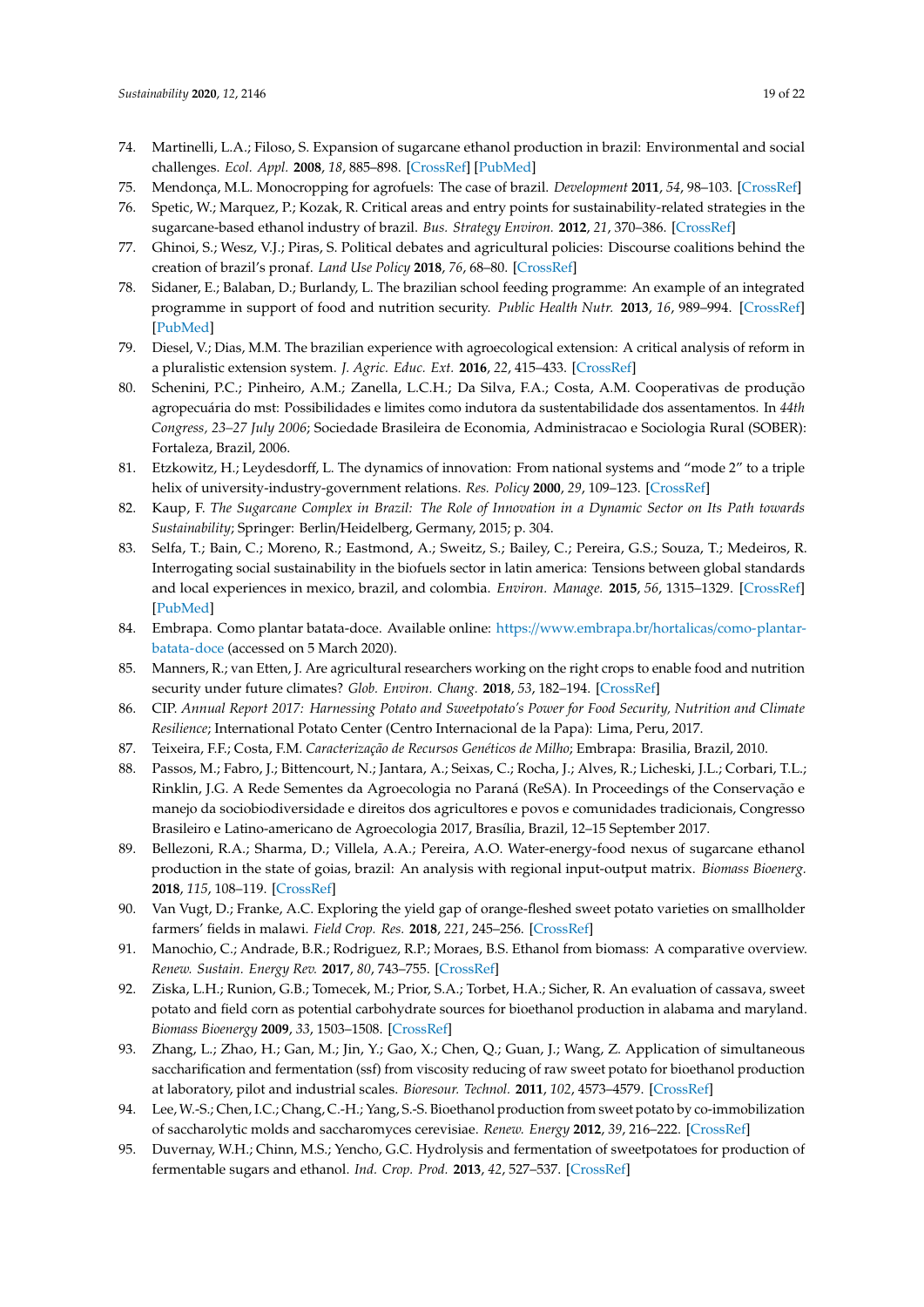74. Martinelli, L.A.; Filoso, S. Expansion of sugarcane ethanol production in brazil: Environmental and social challenges. *Ecol. Appl.* **2008**, *18*, 885–898. [CrossRef] [PubMed]
75. Mendonça, M.L. Monocropping for agrofuels: The case of brazil. *Development* **2011**, *54*, 98–103. [CrossRef]
76. Spetic, W.; Marquez, P.; Kozak, R. Critical areas and entry points for sustainability-related strategies in the sugarcane-based ethanol industry of brazil. *Bus. Strategy Environ.* **2012**, *21*, 370–386. [CrossRef]
77. Ghinoi, S.; Wesz, V.J.; Piras, S. Political debates and agricultural policies: Discourse coalitions behind the creation of brazil's pronaf. *Land Use Policy* **2018**, *76*, 68–80. [CrossRef]
78. Sidaner, E.; Balaban, D.; Burlandy, L. The brazilian school feeding programme: An example of an integrated programme in support of food and nutrition security. *Public Health Nutr.* **2013**, *16*, 989–994. [CrossRef] [PubMed]
79. Diesel, V.; Dias, M.M. The brazilian experience with agroecological extension: A critical analysis of reform in a pluralistic extension system. *J. Agric. Educ. Ext.* **2016**, *22*, 415–433. [CrossRef]
80. Schenini, P.C.; Pinheiro, A.M.; Zanella, L.C.H.; Da Silva, F.A.; Costa, A.M. Cooperativas de produção agropecuária do mst: Possibilidades e limites como indutora da sustentabilidade dos assentamentos. In *44th Congress, 23–27 July 2006*; Sociedade Brasileira de Economia, Administracao e Sociologia Rural (SOBER): Fortaleza, Brazil, 2006.
81. Etzkowitz, H.; Leydesdorff, L. The dynamics of innovation: From national systems and "mode 2" to a triple helix of university-industry-government relations. *Res. Policy* **2000**, *29*, 109–123. [CrossRef]
82. Kaup, F. *The Sugarcane Complex in Brazil: The Role of Innovation in a Dynamic Sector on Its Path towards Sustainability*; Springer: Berlin/Heidelberg, Germany, 2015; p. 304.
83. Selfa, T.; Bain, C.; Moreno, R.; Eastmond, A.; Sweitz, S.; Bailey, C.; Pereira, G.S.; Souza, T.; Medeiros, R. Interrogating social sustainability in the biofuels sector in latin america: Tensions between global standards and local experiences in mexico, brazil, and colombia. *Environ. Manage.* **2015**, *56*, 1315–1329. [CrossRef] [PubMed]
84. Embrapa. Como plantar batata-doce. Available online: https://www.embrapa.br/hortalicas/como-plantar-batata-doce (accessed on 5 March 2020).
85. Manners, R.; van Etten, J. Are agricultural researchers working on the right crops to enable food and nutrition security under future climates? *Glob. Environ. Chang.* **2018**, *53*, 182–194. [CrossRef]
86. CIP. *Annual Report 2017: Harnessing Potato and Sweetpotato's Power for Food Security, Nutrition and Climate Resilience*; International Potato Center (Centro Internacional de la Papa): Lima, Peru, 2017.
87. Teixeira, F.F.; Costa, F.M. *Caracterização de Recursos Genéticos de Milho*; Embrapa: Brasilia, Brazil, 2010.
88. Passos, M.; Fabro, J.; Bittencourt, N.; Jantara, A.; Seixas, C.; Rocha, J.; Alves, R.; Licheski, J.L.; Corbari, T.L.; Rinklin, J.G. A Rede Sementes da Agroecologia no Paraná (ReSA). In Proceedings of the Conservação e manejo da sociobiodiversidade e direitos dos agricultores e povos e comunidades tradicionais, Congresso Brasileiro e Latino-americano de Agroecologia 2017, Brasília, Brazil, 12–15 September 2017.
89. Bellezoni, R.A.; Sharma, D.; Villela, A.A.; Pereira, A.O. Water-energy-food nexus of sugarcane ethanol production in the state of goias, brazil: An analysis with regional input-output matrix. *Biomass Bioenerg.* **2018**, *115*, 108–119. [CrossRef]
90. Van Vugt, D.; Franke, A.C. Exploring the yield gap of orange-fleshed sweet potato varieties on smallholder farmers' fields in malawi. *Field Crop. Res.* **2018**, *221*, 245–256. [CrossRef]
91. Manochio, C.; Andrade, B.R.; Rodriguez, R.P.; Moraes, B.S. Ethanol from biomass: A comparative overview. *Renew. Sustain. Energy Rev.* **2017**, *80*, 743–755. [CrossRef]
92. Ziska, L.H.; Runion, G.B.; Tomecek, M.; Prior, S.A.; Torbet, H.A.; Sicher, R. An evaluation of cassava, sweet potato and field corn as potential carbohydrate sources for bioethanol production in alabama and maryland. *Biomass Bioenergy* **2009**, *33*, 1503–1508. [CrossRef]
93. Zhang, L.; Zhao, H.; Gan, M.; Jin, Y.; Gao, X.; Chen, Q.; Guan, J.; Wang, Z. Application of simultaneous saccharification and fermentation (ssf) from viscosity reducing of raw sweet potato for bioethanol production at laboratory, pilot and industrial scales. *Bioresour. Technol.* **2011**, *102*, 4573–4579. [CrossRef]
94. Lee, W.-S.; Chen, I.C.; Chang, C.-H.; Yang, S.-S. Bioethanol production from sweet potato by co-immobilization of saccharolytic molds and saccharomyces cerevisiae. *Renew. Energy* **2012**, *39*, 216–222. [CrossRef]
95. Duvernay, W.H.; Chinn, M.S.; Yencho, G.C. Hydrolysis and fermentation of sweetpotatoes for production of fermentable sugars and ethanol. *Ind. Crop. Prod.* **2013**, *42*, 527–537. [CrossRef]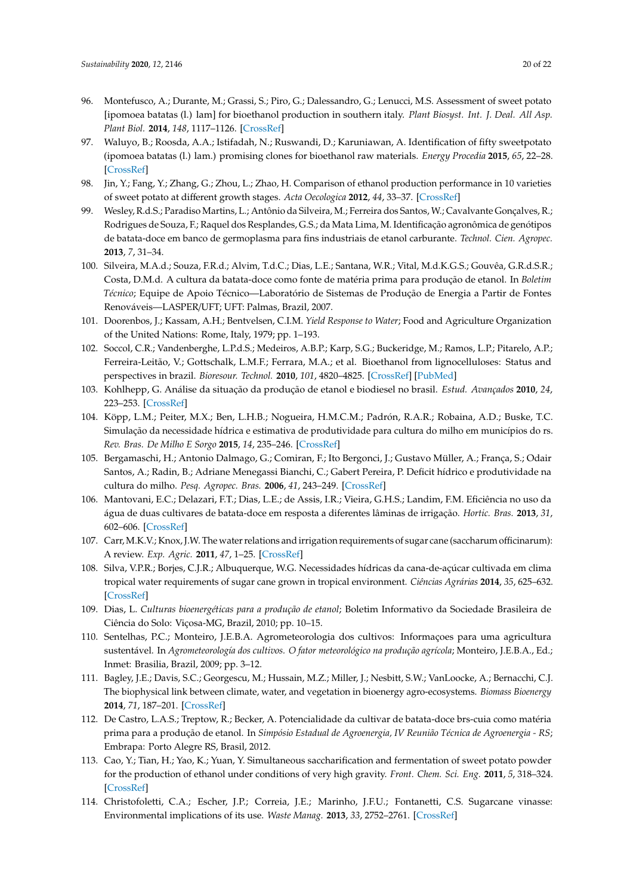96. Montefusco, A.; Durante, M.; Grassi, S.; Piro, G.; Dalessandro, G.; Lenucci, M.S. Assessment of sweet potato [ipomoea batatas (l.) lam] for bioethanol production in southern italy. *Plant Biosyst. Int. J. Deal. All Asp. Plant Biol.* **2014**, *148*, 1117–1126. [CrossRef]
97. Waluyo, B.; Roosda, A.A.; Istifadah, N.; Ruswandi, D.; Karuniawan, A. Identification of fifty sweetpotato (ipomoea batatas (l.) lam.) promising clones for bioethanol raw materials. *Energy Procedia* **2015**, *65*, 22–28. [CrossRef]
98. Jin, Y.; Fang, Y.; Zhang, G.; Zhou, L.; Zhao, H. Comparison of ethanol production performance in 10 varieties of sweet potato at different growth stages. *Acta Oecologica* **2012**, *44*, 33–37. [CrossRef]
99. Wesley, R.d.S.; Paradiso Martins, L.; Antônio da Silveira, M.; Ferreira dos Santos, W.; Cavalvante Gonçalves, R.; Rodrigues de Souza, F.; Raquel dos Resplandes, G.S.; da Mata Lima, M. Identificação agronômica de genótipos de batata-doce em banco de germoplasma para fins industriais de etanol carburante. *Technol. Cien. Agropec.* **2013**, *7*, 31–34.
100. Silveira, M.A.d.; Souza, F.R.d.; Alvim, T.d.C.; Dias, L.E.; Santana, W.R.; Vital, M.d.K.G.S.; Gouvêa, G.R.d.S.R.; Costa, D.M.d. A cultura da batata-doce como fonte de matéria prima para produção de etanol. In *Boletim Técnico*; Equipe de Apoio Técnico—Laboratório de Sistemas de Produção de Energia a Partir de Fontes Renováveis—LASPER/UFT; UFT: Palmas, Brazil, 2007.
101. Doorenbos, J.; Kassam, A.H.; Bentvelsen, C.I.M. *Yield Response to Water*; Food and Agriculture Organization of the United Nations: Rome, Italy, 1979; pp. 1–193.
102. Soccol, C.R.; Vandenberghe, L.P.d.S.; Medeiros, A.B.P.; Karp, S.G.; Buckeridge, M.; Ramos, L.P.; Pitarelo, A.P.; Ferreira-Leitão, V.; Gottschalk, L.M.F.; Ferrara, M.A.; et al. Bioethanol from lignocelluloses: Status and perspectives in brazil. *Bioresour. Technol.* **2010**, *101*, 4820–4825. [CrossRef] [PubMed]
103. Kohlhepp, G. Análise da situação da produção de etanol e biodiesel no brasil. *Estud. Avançados* **2010**, *24*, 223–253. [CrossRef]
104. Köpp, L.M.; Peiter, M.X.; Ben, L.H.B.; Nogueira, H.M.C.M.; Padrón, R.A.R.; Robaina, A.D.; Buske, T.C. Simulação da necessidade hídrica e estimativa de produtividade para cultura do milho em municípios do rs. *Rev. Bras. De Milho E Sorgo* **2015**, *14*, 235–246. [CrossRef]
105. Bergamaschi, H.; Antonio Dalmago, G.; Comiran, F.; Ito Bergonci, J.; Gustavo Müller, A.; França, S.; Odair Santos, A.; Radin, B.; Adriane Menegassi Bianchi, C.; Gabert Pereira, P. Deficit hídrico e produtividade na cultura do milho. *Pesq. Agropec. Bras.* **2006**, *41*, 243–249. [CrossRef]
106. Mantovani, E.C.; Delazari, F.T.; Dias, L.E.; de Assis, I.R.; Vieira, G.H.S.; Landim, F.M. Eficiência no uso da água de duas cultivares de batata-doce em resposta a diferentes lâminas de irrigação. *Hortic. Bras.* **2013**, *31*, 602–606. [CrossRef]
107. Carr, M.K.V.; Knox, J.W. The water relations and irrigation requirements of sugar cane (saccharum officinarum): A review. *Exp. Agric.* **2011**, *47*, 1–25. [CrossRef]
108. Silva, V.P.R.; Borjes, C.J.R.; Albuquerque, W.G. Necessidades hídricas da cana-de-açúcar cultivada em clima tropical water requirements of sugar cane grown in tropical environment. *Ciências Agrárias* **2014**, *35*, 625–632. [CrossRef]
109. Dias, L. *Culturas bioenergéticas para a produção de etanol*; Boletim Informativo da Sociedade Brasileira de Ciência do Solo: Viçosa-MG, Brazil, 2010; pp. 10–15.
110. Sentelhas, P.C.; Monteiro, J.E.B.A. Agrometeorologia dos cultivos: Informaçoes para uma agricultura sustentável. In *Agrometeorología dos cultivos. O fator meteorológico na produção agrícola*; Monteiro, J.E.B.A., Ed.; Inmet: Brasilia, Brazil, 2009; pp. 3–12.
111. Bagley, J.E.; Davis, S.C.; Georgescu, M.; Hussain, M.Z.; Miller, J.; Nesbitt, S.W.; VanLoocke, A.; Bernacchi, C.J. The biophysical link between climate, water, and vegetation in bioenergy agro-ecosystems. *Biomass Bioenergy* **2014**, *71*, 187–201. [CrossRef]
112. De Castro, L.A.S.; Treptow, R.; Becker, A. Potencialidade da cultivar de batata-doce brs-cuia como matéria prima para a produção de etanol. In *Simpósio Estadual de Agroenergia, IV Reunião Técnica de Agroenergia - RS*; Embrapa: Porto Alegre RS, Brasil, 2012.
113. Cao, Y.; Tian, H.; Yao, K.; Yuan, Y. Simultaneous saccharification and fermentation of sweet potato powder for the production of ethanol under conditions of very high gravity. *Front. Chem. Sci. Eng.* **2011**, *5*, 318–324. [CrossRef]
114. Christofoletti, C.A.; Escher, J.P.; Correia, J.E.; Marinho, J.F.U.; Fontanetti, C.S. Sugarcane vinasse: Environmental implications of its use. *Waste Manag.* **2013**, *33*, 2752–2761. [CrossRef]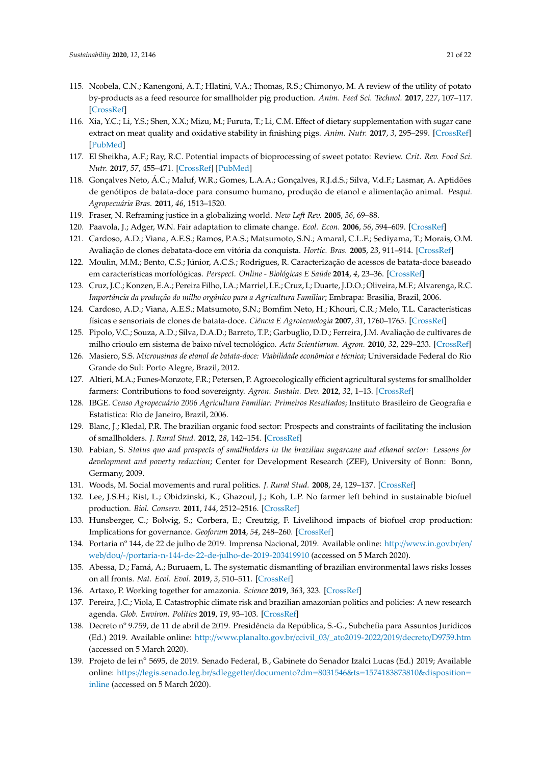115. Ncobela, C.N.; Kanengoni, A.T.; Hlatini, V.A.; Thomas, R.S.; Chimonyo, M. A review of the utility of potato by-products as a feed resource for smallholder pig production. *Anim. Feed Sci. Technol.* **2017**, *227*, 107–117. [CrossRef]
116. Xia, Y.C.; Li, Y.S.; Shen, X.X.; Mizu, M.; Furuta, T.; Li, C.M. Effect of dietary supplementation with sugar cane extract on meat quality and oxidative stability in finishing pigs. *Anim. Nutr.* **2017**, *3*, 295–299. [CrossRef] [PubMed]
117. El Sheikha, A.F.; Ray, R.C. Potential impacts of bioprocessing of sweet potato: Review. *Crit. Rev. Food Sci. Nutr.* **2017**, *57*, 455–471. [CrossRef] [PubMed]
118. Gonçalves Neto, Á.C.; Maluf, W.R.; Gomes, L.A.A.; Gonçalves, R.J.d.S.; Silva, V.d.F.; Lasmar, A. Aptidões de genótipos de batata-doce para consumo humano, produção de etanol e alimentação animal. *Pesqui. Agropecuária Bras.* **2011**, *46*, 1513–1520.
119. Fraser, N. Reframing justice in a globalizing world. *New Left Rev.* **2005**, *36*, 69–88.
120. Paavola, J.; Adger, W.N. Fair adaptation to climate change. *Ecol. Econ.* **2006**, *56*, 594–609. [CrossRef]
121. Cardoso, A.D.; Viana, A.E.S.; Ramos, P.A.S.; Matsumoto, S.N.; Amaral, C.L.F.; Sediyama, T.; Morais, O.M. Avaliação de clones debatata-doce em vitória da conquista. *Hortic. Bras.* **2005**, *23*, 911–914. [CrossRef]
122. Moulin, M.M.; Bento, C.S.; Júnior, A.C.S.; Rodrigues, R. Caracterização de acessos de batata-doce baseado em características morfológicas. *Perspect. Online - Biológicas E Saúde* **2014**, *4*, 23–36. [CrossRef]
123. Cruz, J.C.; Konzen, E.A.; Pereira Filho, I.A.; Marriel, I.E.; Cruz, I.; Duarte, J.D.O.; Oliveira, M.F.; Alvarenga, R.C. *Importância da produção do milho orgânico para a Agricultura Familiar*; Embrapa: Brasilia, Brazil, 2006.
124. Cardoso, A.D.; Viana, A.E.S.; Matsumoto, S.N.; Bomfim Neto, H.; Khouri, C.R.; Melo, T.L. Características físicas e sensoriais de clones de batata-doce. *Ciência E Agrotecnologia* **2007**, *31*, 1760–1765. [CrossRef]
125. Pipolo, V.C.; Souza, A.D.; Silva, D.A.D.; Barreto, T.P.; Garbuglio, D.D.; Ferreira, J.M. Avaliação de cultivares de milho crioulo em sistema de baixo nível tecnológico. *Acta Scientiarum. Agron.* **2010**, *32*, 229–233. [CrossRef]
126. Masiero, S.S. *Microusinas de etanol de batata-doce: Viabilidade econômica e técnica*; Universidade Federal do Rio Grande do Sul: Porto Alegre, Brazil, 2012.
127. Altieri, M.A.; Funes-Monzote, F.R.; Petersen, P. Agroecologically efficient agricultural systems for smallholder farmers: Contributions to food sovereignty. *Agron. Sustain. Dev.* **2012**, *32*, 1–13. [CrossRef]
128. IBGE. *Censo Agropecuário 2006 Agricultura Familiar: Primeiros Resultados*; Instituto Brasileiro de Geografia e Estatistica: Rio de Janeiro, Brazil, 2006.
129. Blanc, J.; Kledal, P.R. The brazilian organic food sector: Prospects and constraints of facilitating the inclusion of smallholders. *J. Rural Stud.* **2012**, *28*, 142–154. [CrossRef]
130. Fabian, S. *Status quo and prospects of smallholders in the brazilian sugarcane and ethanol sector: Lessons for development and poverty reduction*; Center for Development Research (ZEF), University of Bonn: Bonn, Germany, 2009.
131. Woods, M. Social movements and rural politics. *J. Rural Stud.* **2008**, *24*, 129–137. [CrossRef]
132. Lee, J.S.H.; Rist, L.; Obidzinski, K.; Ghazoul, J.; Koh, L.P. No farmer left behind in sustainable biofuel production. *Biol. Conserv.* **2011**, *144*, 2512–2516. [CrossRef]
133. Hunsberger, C.; Bolwig, S.; Corbera, E.; Creutzig, F. Livelihood impacts of biofuel crop production: Implications for governance. *Geoforum* **2014**, *54*, 248–260. [CrossRef]
134. Portaria nº 144, de 22 de julho de 2019. Imprensa Nacional, 2019. Available online: http://www.in.gov.br/en/web/dou/-/portaria-n-144-de-22-de-julho-de-2019-203419910 (accessed on 5 March 2020).
135. Abessa, D.; Famá, A.; Buruaem, L. The systematic dismantling of brazilian environmental laws risks losses on all fronts. *Nat. Ecol. Evol.* **2019**, *3*, 510–511. [CrossRef]
136. Artaxo, P. Working together for amazonia. *Science* **2019**, *363*, 323. [CrossRef]
137. Pereira, J.C.; Viola, E. Catastrophic climate risk and brazilian amazonian politics and policies: A new research agenda. *Glob. Environ. Politics* **2019**, *19*, 93–103. [CrossRef]
138. Decreto nº 9.759, de 11 de abril de 2019. Presidência da República, S.-G., Subchefia para Assuntos Jurídicos (Ed.) 2019. Available online: http://www.planalto.gov.br/ccivil_03/_ato2019-2022/2019/decreto/D9759.htm (accessed on 5 March 2020).
139. Projeto de lei n° 5695, de 2019. Senado Federal, B., Gabinete do Senador Izalci Lucas (Ed.) 2019; Available online: https://legis.senado.leg.br/sdleggetter/documento?dm=8031546&ts=1574183873810&disposition=inline (accessed on 5 March 2020).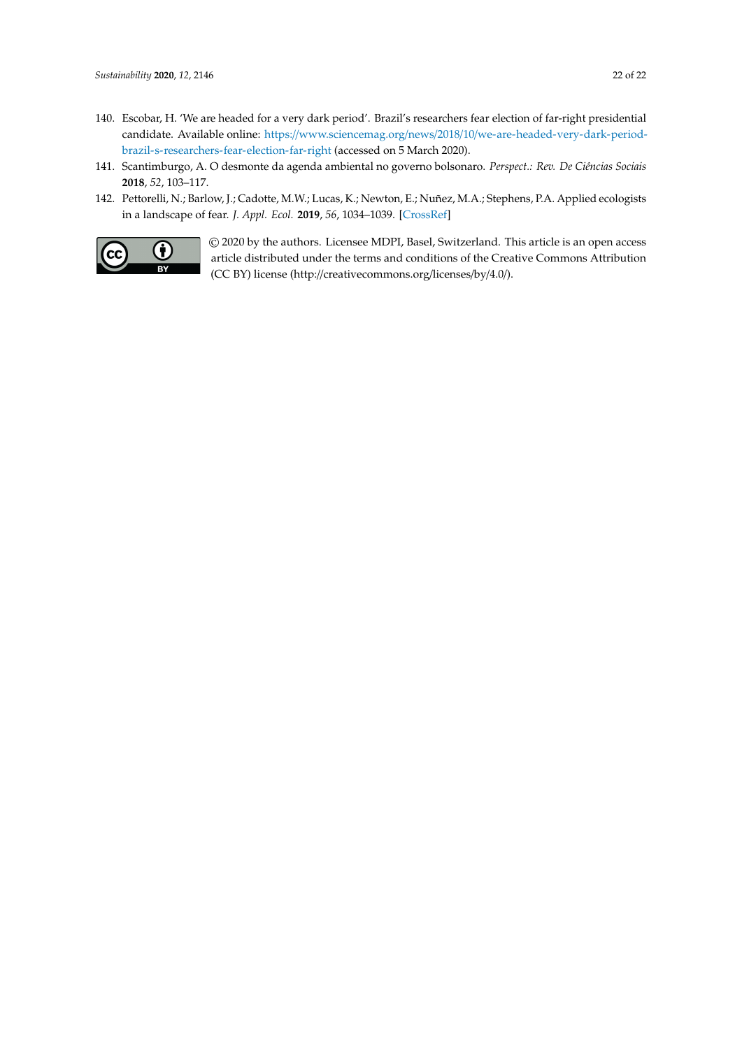140. Escobar, H. 'We are headed for a very dark period'. Brazil's researchers fear election of far-right presidential candidate. Available online: https://www.sciencemag.org/news/2018/10/we-are-headed-very-dark-period-brazil-s-researchers-fear-election-far-right (accessed on 5 March 2020).
141. Scantimburgo, A. O desmonte da agenda ambiental no governo bolsonaro. *Perspect.: Rev. De Ciências Sociais* **2018**, *52*, 103–117.
142. Pettorelli, N.; Barlow, J.; Cadotte, M.W.; Lucas, K.; Newton, E.; Nuñez, M.A.; Stephens, P.A. Applied ecologists in a landscape of fear. *J. Appl. Ecol.* **2019**, *56*, 1034–1039. [CrossRef]

© 2020 by the authors. Licensee MDPI, Basel, Switzerland. This article is an open access article distributed under the terms and conditions of the Creative Commons Attribution (CC BY) license (http://creativecommons.org/licenses/by/4.0/).